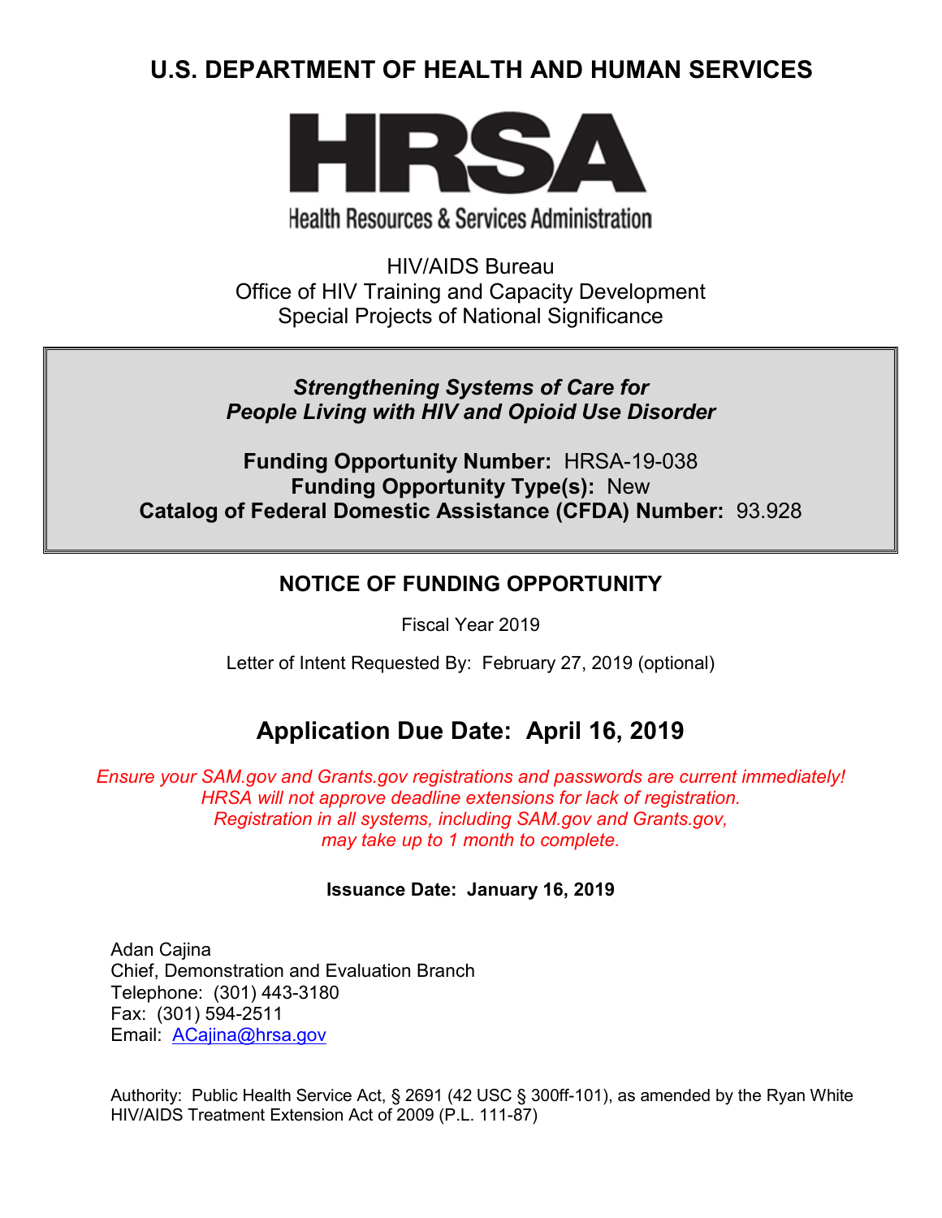# U.S. DEPARTMENT OF HEALTH AND HUMAN SERVICES

**HRSA**

Health Resources & Services Administration

HIV/AIDS Bureau
Office of HIV Training and Capacity Development
Special Projects of National Significance

***Strengthening Systems of Care for People Living with HIV and Opioid Use Disorder***

**Funding Opportunity Number:** HRSA-19-038
**Funding Opportunity Type(s):** New
**Catalog of Federal Domestic Assistance (CFDA) Number:** 93.928

## NOTICE OF FUNDING OPPORTUNITY

Fiscal Year 2019

Letter of Intent Requested By: February 27, 2019 (optional)

## Application Due Date: April 16, 2019

*Ensure your SAM.gov and Grants.gov registrations and passwords are current immediately! HRSA will not approve deadline extensions for lack of registration. Registration in all systems, including SAM.gov and Grants.gov, may take up to 1 month to complete.*

**Issuance Date: January 16, 2019**

Adan Cajina
Chief, Demonstration and Evaluation Branch
Telephone: (301) 443-3180
Fax: (301) 594-2511
Email: ACajina@hrsa.gov

Authority: Public Health Service Act, § 2691 (42 USC § 300ff-101), as amended by the Ryan White HIV/AIDS Treatment Extension Act of 2009 (P.L. 111-87)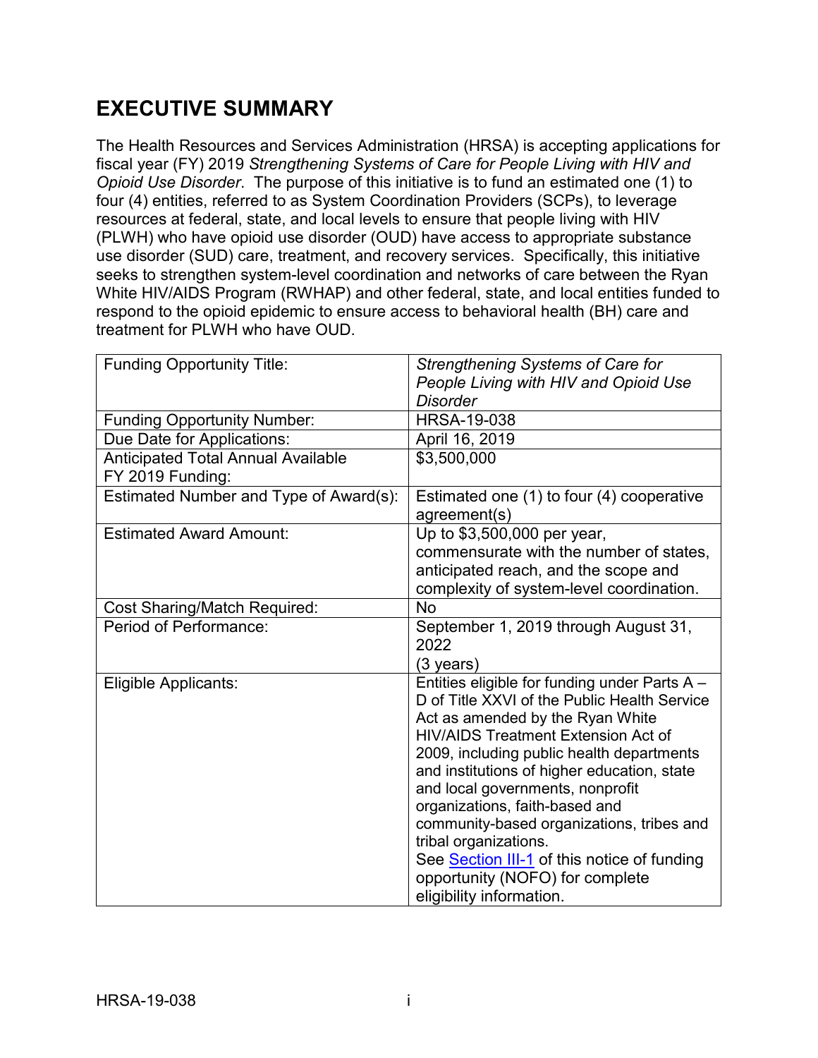# EXECUTIVE SUMMARY

The Health Resources and Services Administration (HRSA) is accepting applications for fiscal year (FY) 2019 *Strengthening Systems of Care for People Living with HIV and Opioid Use Disorder*. The purpose of this initiative is to fund an estimated one (1) to four (4) entities, referred to as System Coordination Providers (SCPs), to leverage resources at federal, state, and local levels to ensure that people living with HIV (PLWH) who have opioid use disorder (OUD) have access to appropriate substance use disorder (SUD) care, treatment, and recovery services. Specifically, this initiative seeks to strengthen system-level coordination and networks of care between the Ryan White HIV/AIDS Program (RWHAP) and other federal, state, and local entities funded to respond to the opioid epidemic to ensure access to behavioral health (BH) care and treatment for PLWH who have OUD.

| Funding Opportunity Title: | *Strengthening Systems of Care for People Living with HIV and Opioid Use Disorder* |
|---|---|
| Funding Opportunity Number: | HRSA-19-038 |
| Due Date for Applications: | April 16, 2019 |
| Anticipated Total Annual Available FY 2019 Funding: | $3,500,000 |
| Estimated Number and Type of Award(s): | Estimated one (1) to four (4) cooperative agreement(s) |
| Estimated Award Amount: | Up to $3,500,000 per year, commensurate with the number of states, anticipated reach, and the scope and complexity of system-level coordination. |
| Cost Sharing/Match Required: | No |
| Period of Performance: | September 1, 2019 through August 31, 2022 (3 years) |
| Eligible Applicants: | Entities eligible for funding under Parts A – D of Title XXVI of the Public Health Service Act as amended by the Ryan White HIV/AIDS Treatment Extension Act of 2009, including public health departments and institutions of higher education, state and local governments, nonprofit organizations, faith-based and community-based organizations, tribes and tribal organizations. See Section III-1 of this notice of funding opportunity (NOFO) for complete eligibility information. |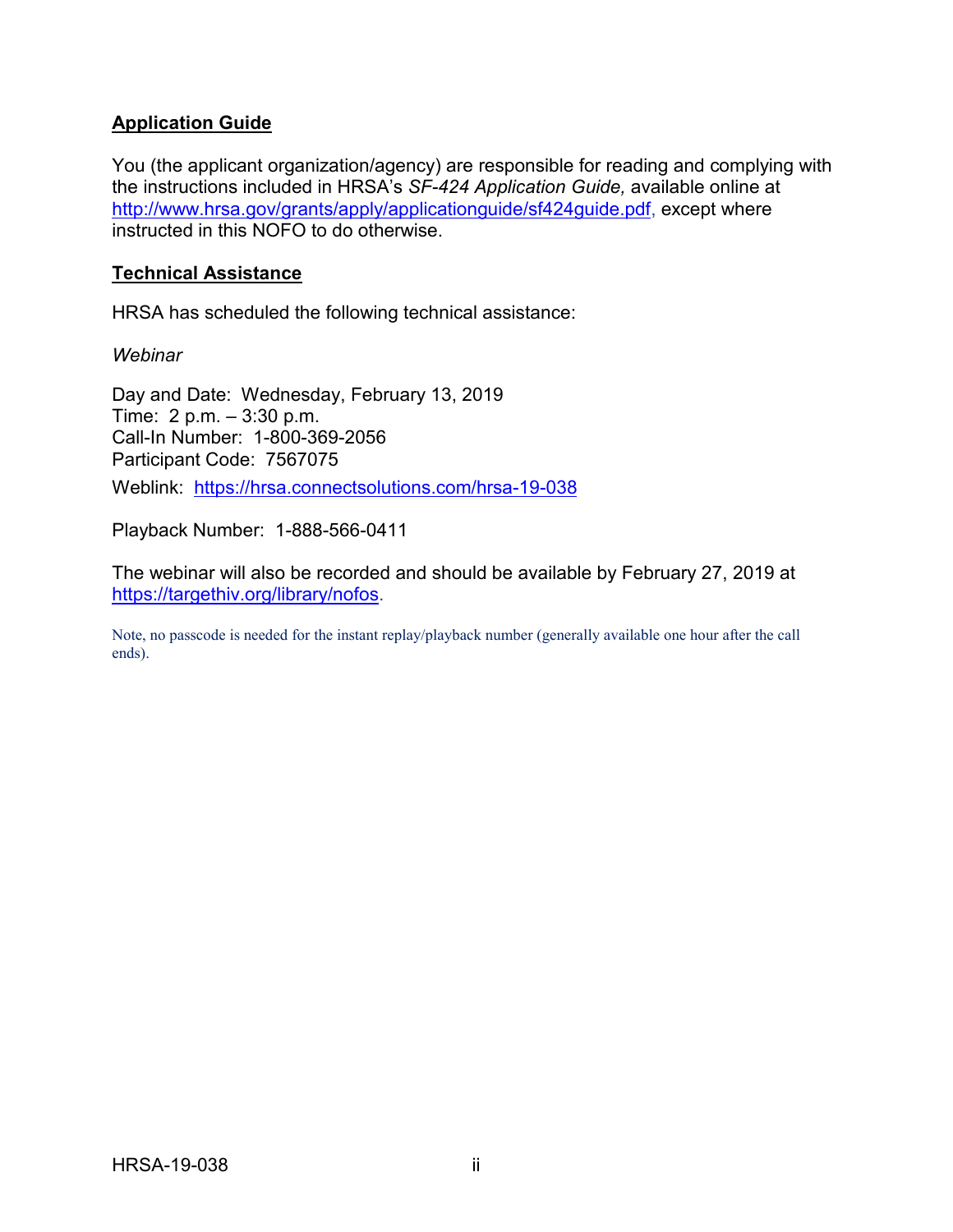## Application Guide

You (the applicant organization/agency) are responsible for reading and complying with the instructions included in HRSA's *SF-424 Application Guide,* available online at http://www.hrsa.gov/grants/apply/applicationguide/sf424guide.pdf, except where instructed in this NOFO to do otherwise.

## Technical Assistance

HRSA has scheduled the following technical assistance:

*Webinar*

Day and Date: Wednesday, February 13, 2019
Time: 2 p.m. – 3:30 p.m.
Call-In Number: 1-800-369-2056
Participant Code: 7567075

Weblink: https://hrsa.connectsolutions.com/hrsa-19-038

Playback Number: 1-888-566-0411

The webinar will also be recorded and should be available by February 27, 2019 at https://targethiv.org/library/nofos.

Note, no passcode is needed for the instant replay/playback number (generally available one hour after the call ends).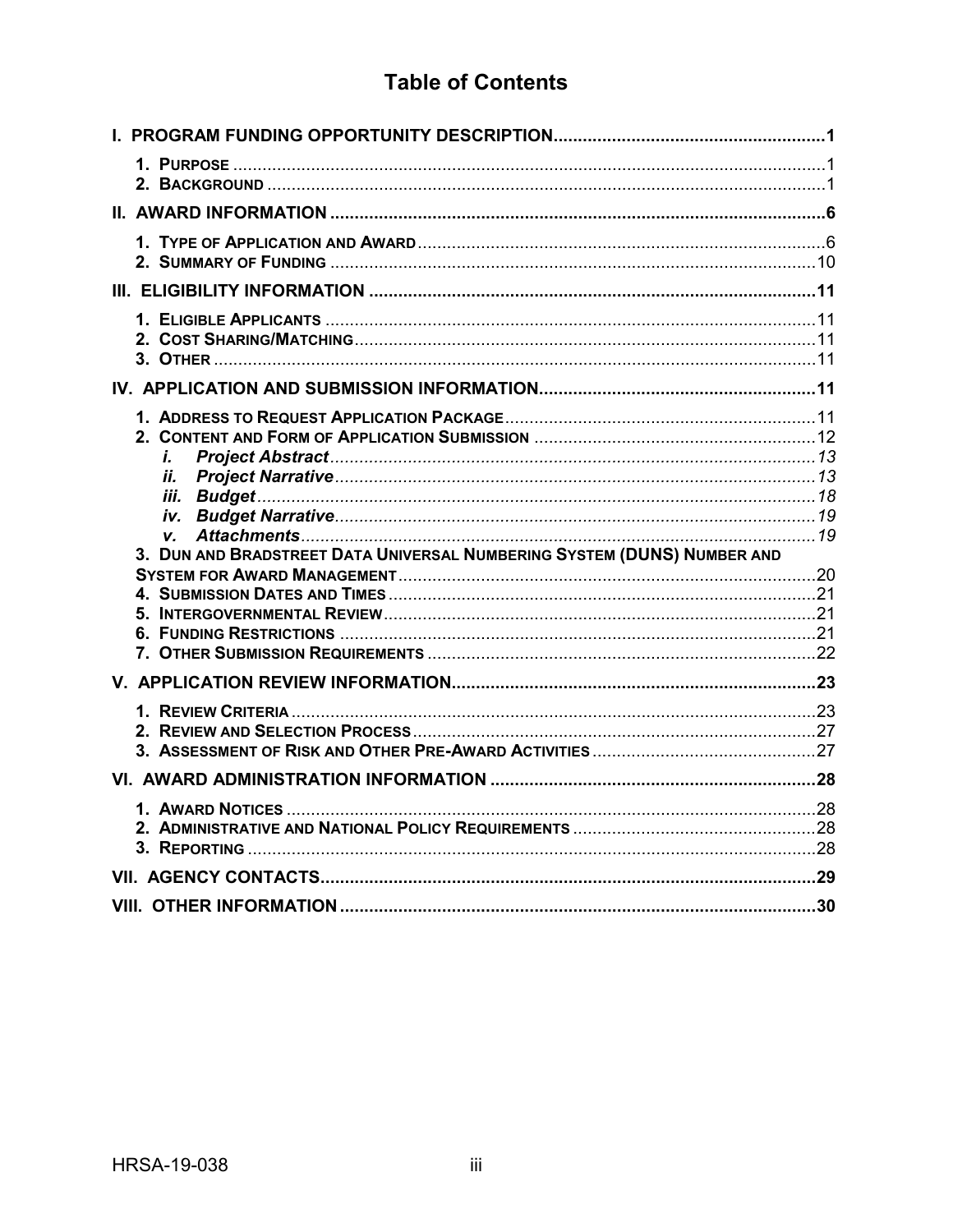# Table of Contents

**I. PROGRAM FUNDING OPPORTUNITY DESCRIPTION ........................................................ 1**

1. PURPOSE ........................................................................................................................ 1
2. BACKGROUND ................................................................................................................ 1

**II. AWARD INFORMATION ...................................................................................................... 6**

1. TYPE OF APPLICATION AND AWARD .................................................................................. 6
2. SUMMARY OF FUNDING .................................................................................................... 10

**III. ELIGIBILITY INFORMATION ............................................................................................. 11**

1. ELIGIBLE APPLICANTS ..................................................................................................... 11
2. COST SHARING/MATCHING ............................................................................................... 11
3. OTHER ............................................................................................................................ 11

**IV. APPLICATION AND SUBMISSION INFORMATION .......................................................... 11**

1. ADDRESS TO REQUEST APPLICATION PACKAGE ................................................................ 11
2. CONTENT AND FORM OF APPLICATION SUBMISSION .......................................................... 12
   - *i. Project Abstract* .................................................................................................. *13*
   - *ii. Project Narrative* ................................................................................................ *13*
   - *iii. Budget* ............................................................................................................... *18*
   - *iv. Budget Narrative* ................................................................................................ *19*
   - *v. Attachments* ........................................................................................................ *19*
3. DUN AND BRADSTREET DATA UNIVERSAL NUMBERING SYSTEM (DUNS) NUMBER AND SYSTEM FOR AWARD MANAGEMENT ..................................................................................... 20
4. SUBMISSION DATES AND TIMES ........................................................................................ 21
5. INTERGOVERNMENTAL REVIEW ......................................................................................... 21
6. FUNDING RESTRICTIONS .................................................................................................. 21
7. OTHER SUBMISSION REQUIREMENTS ................................................................................ 22

**V. APPLICATION REVIEW INFORMATION ............................................................................ 23**

1. REVIEW CRITERIA ............................................................................................................ 23
2. REVIEW AND SELECTION PROCESS ................................................................................... 27
3. ASSESSMENT OF RISK AND OTHER PRE-AWARD ACTIVITIES ............................................... 27

**VI. AWARD ADMINISTRATION INFORMATION ..................................................................... 28**

1. AWARD NOTICES ............................................................................................................. 28
2. ADMINISTRATIVE AND NATIONAL POLICY REQUIREMENTS .................................................. 28
3. REPORTING ..................................................................................................................... 28

**VII. AGENCY CONTACTS ...................................................................................................... 29**

**VIII. OTHER INFORMATION ................................................................................................... 30**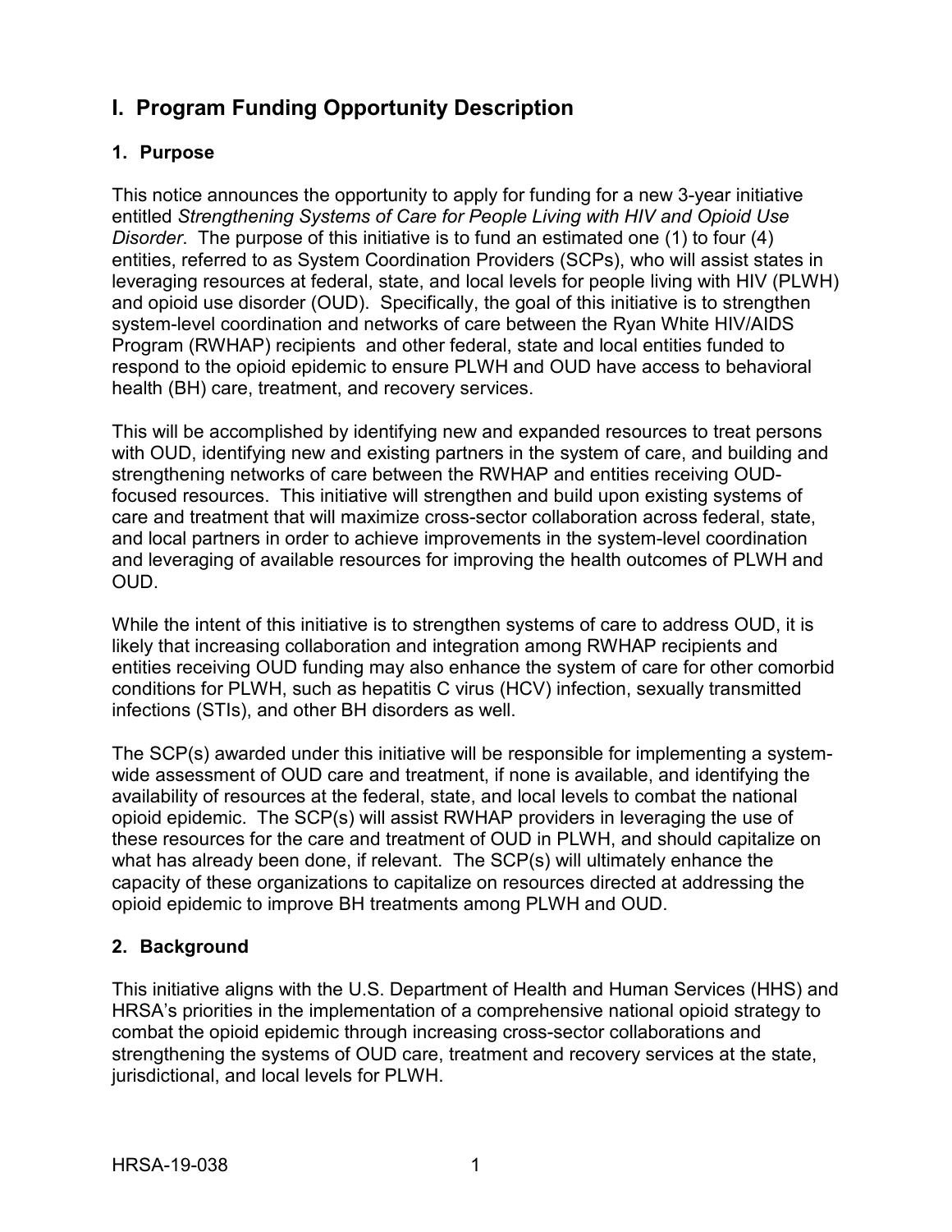# I. Program Funding Opportunity Description

## 1. Purpose

This notice announces the opportunity to apply for funding for a new 3-year initiative entitled *Strengthening Systems of Care for People Living with HIV and Opioid Use Disorder*. The purpose of this initiative is to fund an estimated one (1) to four (4) entities, referred to as System Coordination Providers (SCPs), who will assist states in leveraging resources at federal, state, and local levels for people living with HIV (PLWH) and opioid use disorder (OUD). Specifically, the goal of this initiative is to strengthen system-level coordination and networks of care between the Ryan White HIV/AIDS Program (RWHAP) recipients and other federal, state and local entities funded to respond to the opioid epidemic to ensure PLWH and OUD have access to behavioral health (BH) care, treatment, and recovery services.

This will be accomplished by identifying new and expanded resources to treat persons with OUD, identifying new and existing partners in the system of care, and building and strengthening networks of care between the RWHAP and entities receiving OUD-focused resources. This initiative will strengthen and build upon existing systems of care and treatment that will maximize cross-sector collaboration across federal, state, and local partners in order to achieve improvements in the system-level coordination and leveraging of available resources for improving the health outcomes of PLWH and OUD.

While the intent of this initiative is to strengthen systems of care to address OUD, it is likely that increasing collaboration and integration among RWHAP recipients and entities receiving OUD funding may also enhance the system of care for other comorbid conditions for PLWH, such as hepatitis C virus (HCV) infection, sexually transmitted infections (STIs), and other BH disorders as well.

The SCP(s) awarded under this initiative will be responsible for implementing a system-wide assessment of OUD care and treatment, if none is available, and identifying the availability of resources at the federal, state, and local levels to combat the national opioid epidemic. The SCP(s) will assist RWHAP providers in leveraging the use of these resources for the care and treatment of OUD in PLWH, and should capitalize on what has already been done, if relevant. The SCP(s) will ultimately enhance the capacity of these organizations to capitalize on resources directed at addressing the opioid epidemic to improve BH treatments among PLWH and OUD.

## 2. Background

This initiative aligns with the U.S. Department of Health and Human Services (HHS) and HRSA's priorities in the implementation of a comprehensive national opioid strategy to combat the opioid epidemic through increasing cross-sector collaborations and strengthening the systems of OUD care, treatment and recovery services at the state, jurisdictional, and local levels for PLWH.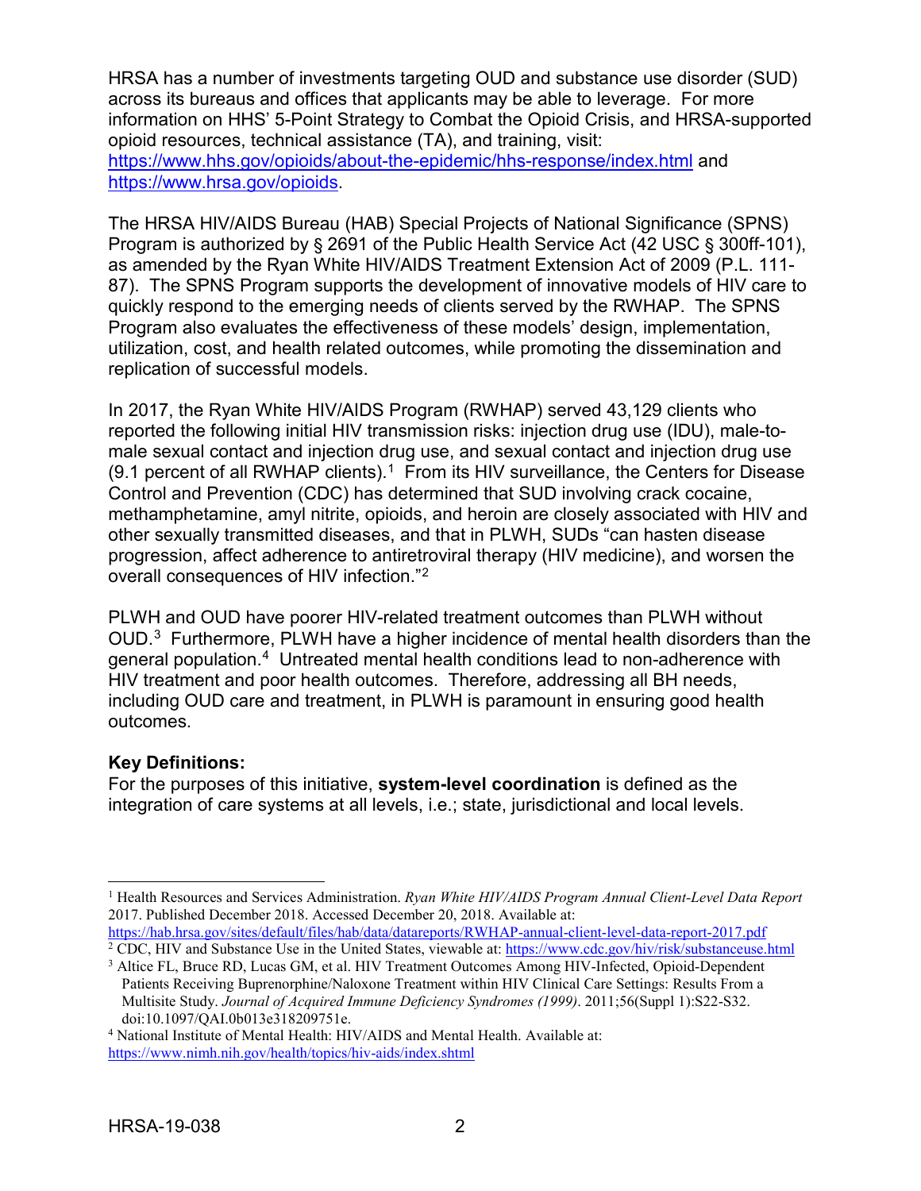HRSA has a number of investments targeting OUD and substance use disorder (SUD) across its bureaus and offices that applicants may be able to leverage. For more information on HHS' 5-Point Strategy to Combat the Opioid Crisis, and HRSA-supported opioid resources, technical assistance (TA), and training, visit: https://www.hhs.gov/opioids/about-the-epidemic/hhs-response/index.html and https://www.hrsa.gov/opioids.

The HRSA HIV/AIDS Bureau (HAB) Special Projects of National Significance (SPNS) Program is authorized by § 2691 of the Public Health Service Act (42 USC § 300ff-101), as amended by the Ryan White HIV/AIDS Treatment Extension Act of 2009 (P.L. 111-87). The SPNS Program supports the development of innovative models of HIV care to quickly respond to the emerging needs of clients served by the RWHAP. The SPNS Program also evaluates the effectiveness of these models' design, implementation, utilization, cost, and health related outcomes, while promoting the dissemination and replication of successful models.

In 2017, the Ryan White HIV/AIDS Program (RWHAP) served 43,129 clients who reported the following initial HIV transmission risks: injection drug use (IDU), male-to-male sexual contact and injection drug use, and sexual contact and injection drug use (9.1 percent of all RWHAP clients).[1] From its HIV surveillance, the Centers for Disease Control and Prevention (CDC) has determined that SUD involving crack cocaine, methamphetamine, amyl nitrite, opioids, and heroin are closely associated with HIV and other sexually transmitted diseases, and that in PLWH, SUDs "can hasten disease progression, affect adherence to antiretroviral therapy (HIV medicine), and worsen the overall consequences of HIV infection."[2]

PLWH and OUD have poorer HIV-related treatment outcomes than PLWH without OUD.[3] Furthermore, PLWH have a higher incidence of mental health disorders than the general population.[4] Untreated mental health conditions lead to non-adherence with HIV treatment and poor health outcomes. Therefore, addressing all BH needs, including OUD care and treatment, in PLWH is paramount in ensuring good health outcomes.

**Key Definitions:**

For the purposes of this initiative, **system-level coordination** is defined as the integration of care systems at all levels, i.e.; state, jurisdictional and local levels.

---

[1] Health Resources and Services Administration. *Ryan White HIV/AIDS Program Annual Client-Level Data Report* 2017. Published December 2018. Accessed December 20, 2018. Available at: https://hab.hrsa.gov/sites/default/files/hab/data/datareports/RWHAP-annual-client-level-data-report-2017.pdf

[2] CDC, HIV and Substance Use in the United States, viewable at: https://www.cdc.gov/hiv/risk/substanceuse.html

[3] Altice FL, Bruce RD, Lucas GM, et al. HIV Treatment Outcomes Among HIV-Infected, Opioid-Dependent Patients Receiving Buprenorphine/Naloxone Treatment within HIV Clinical Care Settings: Results From a Multisite Study. *Journal of Acquired Immune Deficiency Syndromes (1999)*. 2011;56(Suppl 1):S22-S32. doi:10.1097/QAI.0b013e318209751e.

[4] National Institute of Mental Health: HIV/AIDS and Mental Health. Available at: https://www.nimh.nih.gov/health/topics/hiv-aids/index.shtml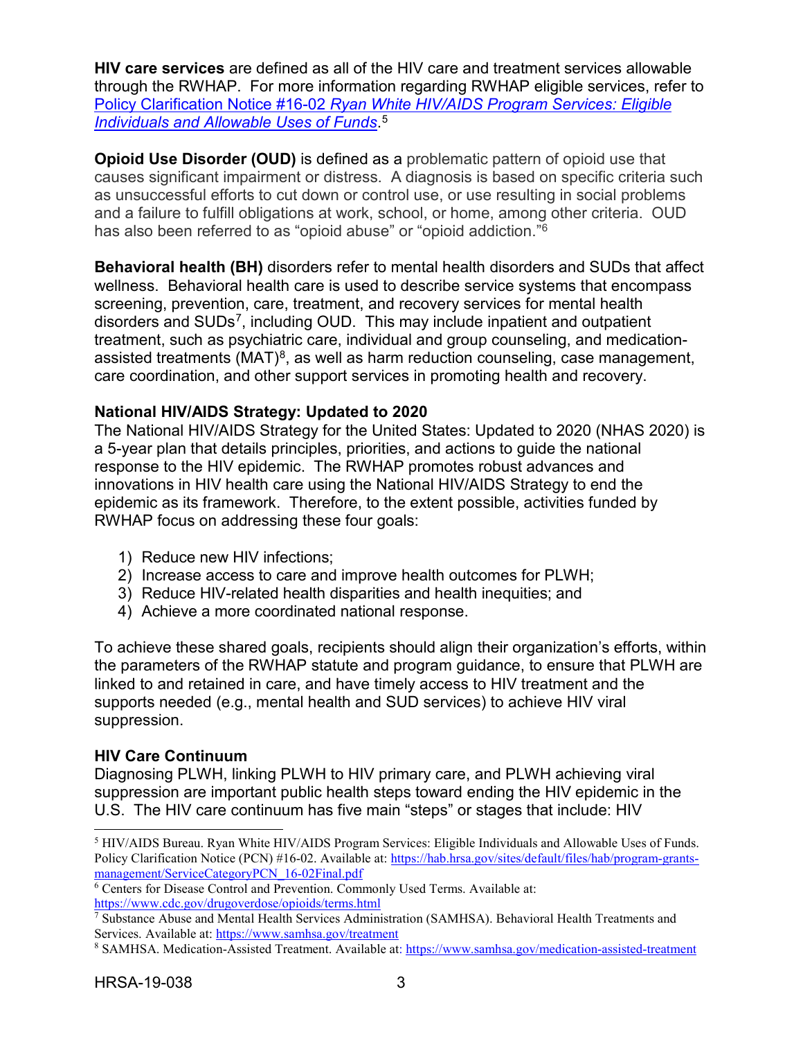**HIV care services** are defined as all of the HIV care and treatment services allowable through the RWHAP. For more information regarding RWHAP eligible services, refer to [Policy Clarification Notice #16-02 *Ryan White HIV/AIDS Program Services: Eligible Individuals and Allowable Uses of Funds*](https://hab.hrsa.gov/sites/default/files/hab/program-grants-management/ServiceCategoryPCN_16-02Final.pdf).[5]

**Opioid Use Disorder (OUD)** is defined as a problematic pattern of opioid use that causes significant impairment or distress. A diagnosis is based on specific criteria such as unsuccessful efforts to cut down or control use, or use resulting in social problems and a failure to fulfill obligations at work, school, or home, among other criteria. OUD has also been referred to as "opioid abuse" or "opioid addiction."[6]

**Behavioral health (BH)** disorders refer to mental health disorders and SUDs that affect wellness. Behavioral health care is used to describe service systems that encompass screening, prevention, care, treatment, and recovery services for mental health disorders and SUDs[7], including OUD. This may include inpatient and outpatient treatment, such as psychiatric care, individual and group counseling, and medication-assisted treatments (MAT)[8], as well as harm reduction counseling, case management, care coordination, and other support services in promoting health and recovery.

**National HIV/AIDS Strategy: Updated to 2020**

The National HIV/AIDS Strategy for the United States: Updated to 2020 (NHAS 2020) is a 5-year plan that details principles, priorities, and actions to guide the national response to the HIV epidemic. The RWHAP promotes robust advances and innovations in HIV health care using the National HIV/AIDS Strategy to end the epidemic as its framework. Therefore, to the extent possible, activities funded by RWHAP focus on addressing these four goals:

1) Reduce new HIV infections;
2) Increase access to care and improve health outcomes for PLWH;
3) Reduce HIV-related health disparities and health inequities; and
4) Achieve a more coordinated national response.

To achieve these shared goals, recipients should align their organization's efforts, within the parameters of the RWHAP statute and program guidance, to ensure that PLWH are linked to and retained in care, and have timely access to HIV treatment and the supports needed (e.g., mental health and SUD services) to achieve HIV viral suppression.

**HIV Care Continuum**

Diagnosing PLWH, linking PLWH to HIV primary care, and PLWH achieving viral suppression are important public health steps toward ending the HIV epidemic in the U.S. The HIV care continuum has five main "steps" or stages that include: HIV

---

[5] HIV/AIDS Bureau. Ryan White HIV/AIDS Program Services: Eligible Individuals and Allowable Uses of Funds. Policy Clarification Notice (PCN) #16-02. Available at: https://hab.hrsa.gov/sites/default/files/hab/program-grants-management/ServiceCategoryPCN_16-02Final.pdf

[6] Centers for Disease Control and Prevention. Commonly Used Terms. Available at: https://www.cdc.gov/drugoverdose/opioids/terms.html

[7] Substance Abuse and Mental Health Services Administration (SAMHSA). Behavioral Health Treatments and Services. Available at: https://www.samhsa.gov/treatment

[8] SAMHSA. Medication-Assisted Treatment. Available at: https://www.samhsa.gov/medication-assisted-treatment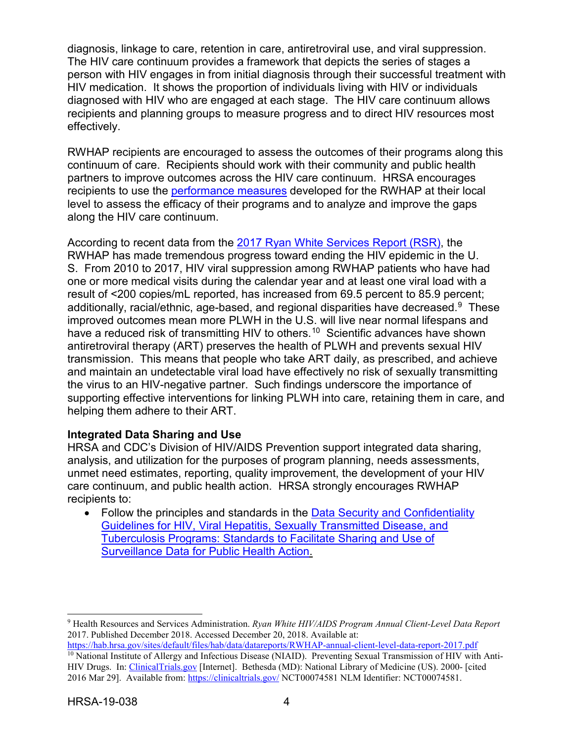diagnosis, linkage to care, retention in care, antiretroviral use, and viral suppression. The HIV care continuum provides a framework that depicts the series of stages a person with HIV engages in from initial diagnosis through their successful treatment with HIV medication. It shows the proportion of individuals living with HIV or individuals diagnosed with HIV who are engaged at each stage. The HIV care continuum allows recipients and planning groups to measure progress and to direct HIV resources most effectively.

RWHAP recipients are encouraged to assess the outcomes of their programs along this continuum of care. Recipients should work with their community and public health partners to improve outcomes across the HIV care continuum. HRSA encourages recipients to use the performance measures developed for the RWHAP at their local level to assess the efficacy of their programs and to analyze and improve the gaps along the HIV care continuum.

According to recent data from the 2017 Ryan White Services Report (RSR), the RWHAP has made tremendous progress toward ending the HIV epidemic in the U. S. From 2010 to 2017, HIV viral suppression among RWHAP patients who have had one or more medical visits during the calendar year and at least one viral load with a result of <200 copies/mL reported, has increased from 69.5 percent to 85.9 percent; additionally, racial/ethnic, age-based, and regional disparities have decreased.[9] These improved outcomes mean more PLWH in the U.S. will live near normal lifespans and have a reduced risk of transmitting HIV to others.[10] Scientific advances have shown antiretroviral therapy (ART) preserves the health of PLWH and prevents sexual HIV transmission. This means that people who take ART daily, as prescribed, and achieve and maintain an undetectable viral load have effectively no risk of sexually transmitting the virus to an HIV-negative partner. Such findings underscore the importance of supporting effective interventions for linking PLWH into care, retaining them in care, and helping them adhere to their ART.

**Integrated Data Sharing and Use**

HRSA and CDC's Division of HIV/AIDS Prevention support integrated data sharing, analysis, and utilization for the purposes of program planning, needs assessments, unmet need estimates, reporting, quality improvement, the development of your HIV care continuum, and public health action. HRSA strongly encourages RWHAP recipients to:

- Follow the principles and standards in the Data Security and Confidentiality Guidelines for HIV, Viral Hepatitis, Sexually Transmitted Disease, and Tuberculosis Programs: Standards to Facilitate Sharing and Use of Surveillance Data for Public Health Action.

---

[9] Health Resources and Services Administration. *Ryan White HIV/AIDS Program Annual Client-Level Data Report* 2017. Published December 2018. Accessed December 20, 2018. Available at: https://hab.hrsa.gov/sites/default/files/hab/data/datareports/RWHAP-annual-client-level-data-report-2017.pdf

[10] National Institute of Allergy and Infectious Disease (NIAID). Preventing Sexual Transmission of HIV with Anti-HIV Drugs. In: ClinicalTrials.gov [Internet]. Bethesda (MD): National Library of Medicine (US). 2000- [cited 2016 Mar 29]. Available from: https://clinicaltrials.gov/ NCT00074581 NLM Identifier: NCT00074581.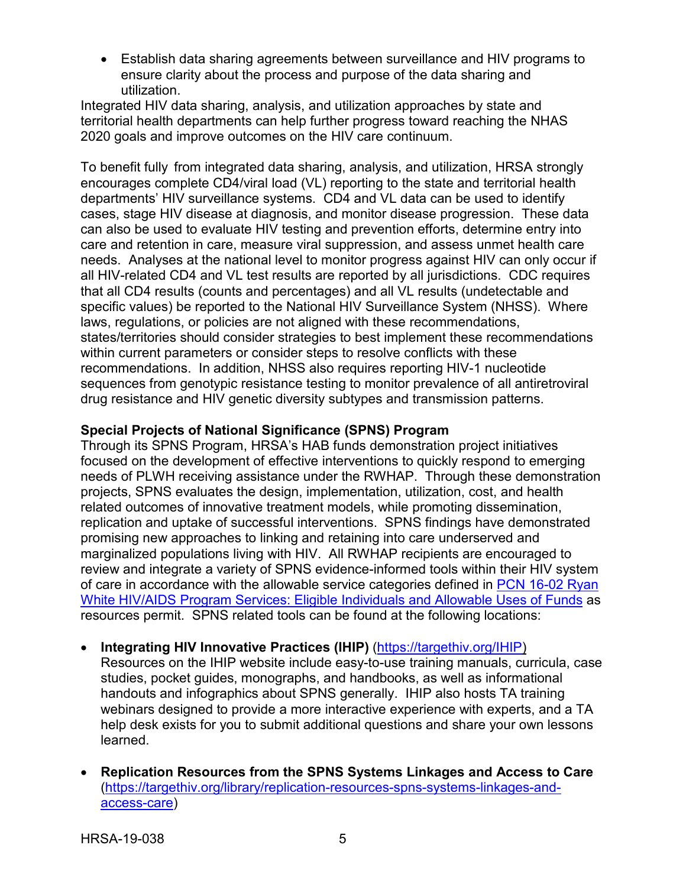- Establish data sharing agreements between surveillance and HIV programs to ensure clarity about the process and purpose of the data sharing and utilization.

Integrated HIV data sharing, analysis, and utilization approaches by state and territorial health departments can help further progress toward reaching the NHAS 2020 goals and improve outcomes on the HIV care continuum.

To benefit fully from integrated data sharing, analysis, and utilization, HRSA strongly encourages complete CD4/viral load (VL) reporting to the state and territorial health departments' HIV surveillance systems. CD4 and VL data can be used to identify cases, stage HIV disease at diagnosis, and monitor disease progression. These data can also be used to evaluate HIV testing and prevention efforts, determine entry into care and retention in care, measure viral suppression, and assess unmet health care needs. Analyses at the national level to monitor progress against HIV can only occur if all HIV-related CD4 and VL test results are reported by all jurisdictions. CDC requires that all CD4 results (counts and percentages) and all VL results (undetectable and specific values) be reported to the National HIV Surveillance System (NHSS). Where laws, regulations, or policies are not aligned with these recommendations, states/territories should consider strategies to best implement these recommendations within current parameters or consider steps to resolve conflicts with these recommendations. In addition, NHSS also requires reporting HIV-1 nucleotide sequences from genotypic resistance testing to monitor prevalence of all antiretroviral drug resistance and HIV genetic diversity subtypes and transmission patterns.

**Special Projects of National Significance (SPNS) Program**

Through its SPNS Program, HRSA's HAB funds demonstration project initiatives focused on the development of effective interventions to quickly respond to emerging needs of PLWH receiving assistance under the RWHAP. Through these demonstration projects, SPNS evaluates the design, implementation, utilization, cost, and health related outcomes of innovative treatment models, while promoting dissemination, replication and uptake of successful interventions. SPNS findings have demonstrated promising new approaches to linking and retaining into care underserved and marginalized populations living with HIV. All RWHAP recipients are encouraged to review and integrate a variety of SPNS evidence-informed tools within their HIV system of care in accordance with the allowable service categories defined in [PCN 16-02 Ryan White HIV/AIDS Program Services: Eligible Individuals and Allowable Uses of Funds]() as resources permit. SPNS related tools can be found at the following locations:

- **Integrating HIV Innovative Practices (IHIP)** (https://targethiv.org/IHIP)
  Resources on the IHIP website include easy-to-use training manuals, curricula, case studies, pocket guides, monographs, and handbooks, as well as informational handouts and infographics about SPNS generally. IHIP also hosts TA training webinars designed to provide a more interactive experience with experts, and a TA help desk exists for you to submit additional questions and share your own lessons learned.

- **Replication Resources from the SPNS Systems Linkages and Access to Care** (https://targethiv.org/library/replication-resources-spns-systems-linkages-and-access-care)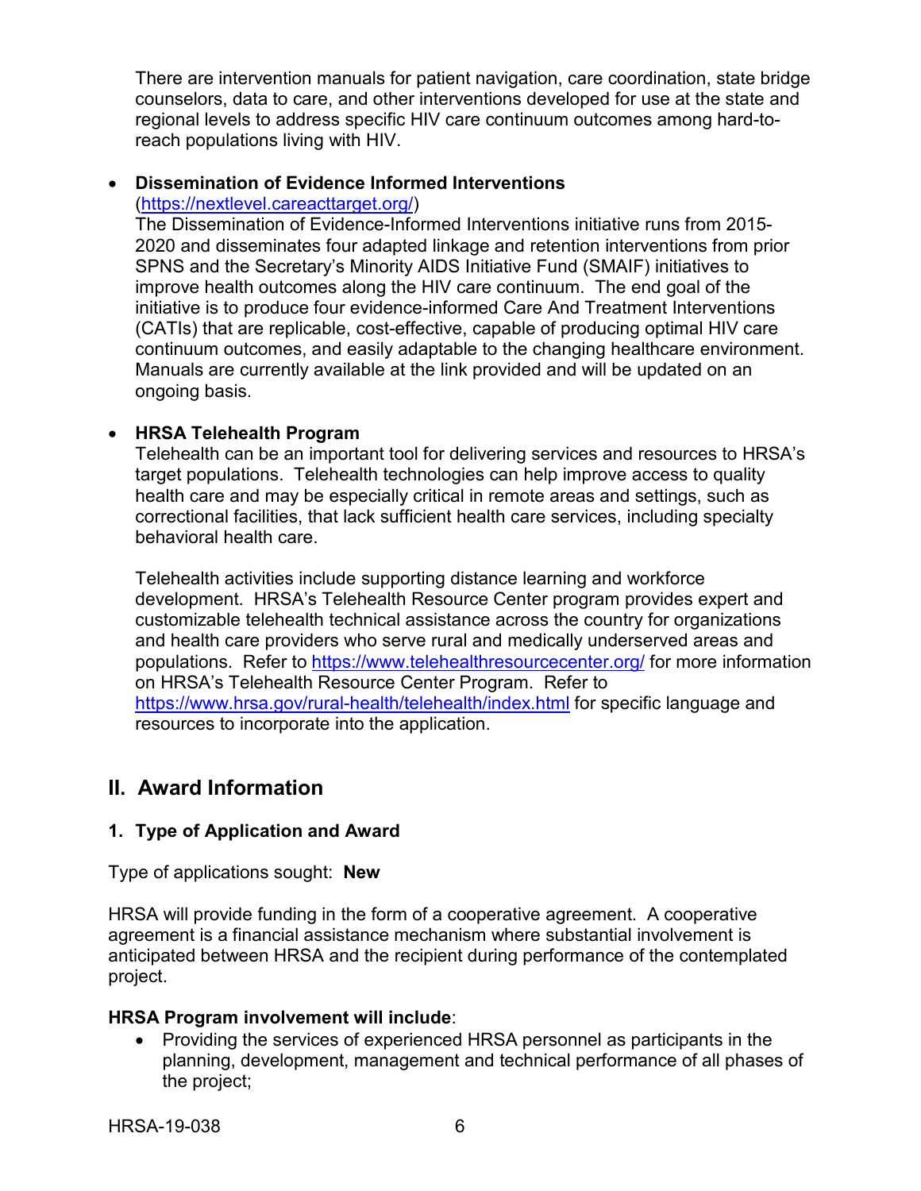There are intervention manuals for patient navigation, care coordination, state bridge counselors, data to care, and other interventions developed for use at the state and regional levels to address specific HIV care continuum outcomes among hard-to-reach populations living with HIV.

- **Dissemination of Evidence Informed Interventions** (https://nextlevel.careacttarget.org/)
  The Dissemination of Evidence-Informed Interventions initiative runs from 2015-2020 and disseminates four adapted linkage and retention interventions from prior SPNS and the Secretary's Minority AIDS Initiative Fund (SMAIF) initiatives to improve health outcomes along the HIV care continuum. The end goal of the initiative is to produce four evidence-informed Care And Treatment Interventions (CATIs) that are replicable, cost-effective, capable of producing optimal HIV care continuum outcomes, and easily adaptable to the changing healthcare environment. Manuals are currently available at the link provided and will be updated on an ongoing basis.

- **HRSA Telehealth Program**
  Telehealth can be an important tool for delivering services and resources to HRSA's target populations. Telehealth technologies can help improve access to quality health care and may be especially critical in remote areas and settings, such as correctional facilities, that lack sufficient health care services, including specialty behavioral health care.

  Telehealth activities include supporting distance learning and workforce development. HRSA's Telehealth Resource Center program provides expert and customizable telehealth technical assistance across the country for organizations and health care providers who serve rural and medically underserved areas and populations. Refer to https://www.telehealthresourcecenter.org/ for more information on HRSA's Telehealth Resource Center Program. Refer to https://www.hrsa.gov/rural-health/telehealth/index.html for specific language and resources to incorporate into the application.

## II. Award Information

### 1. Type of Application and Award

Type of applications sought: **New**

HRSA will provide funding in the form of a cooperative agreement. A cooperative agreement is a financial assistance mechanism where substantial involvement is anticipated between HRSA and the recipient during performance of the contemplated project.

**HRSA Program involvement will include**:

- Providing the services of experienced HRSA personnel as participants in the planning, development, management and technical performance of all phases of the project;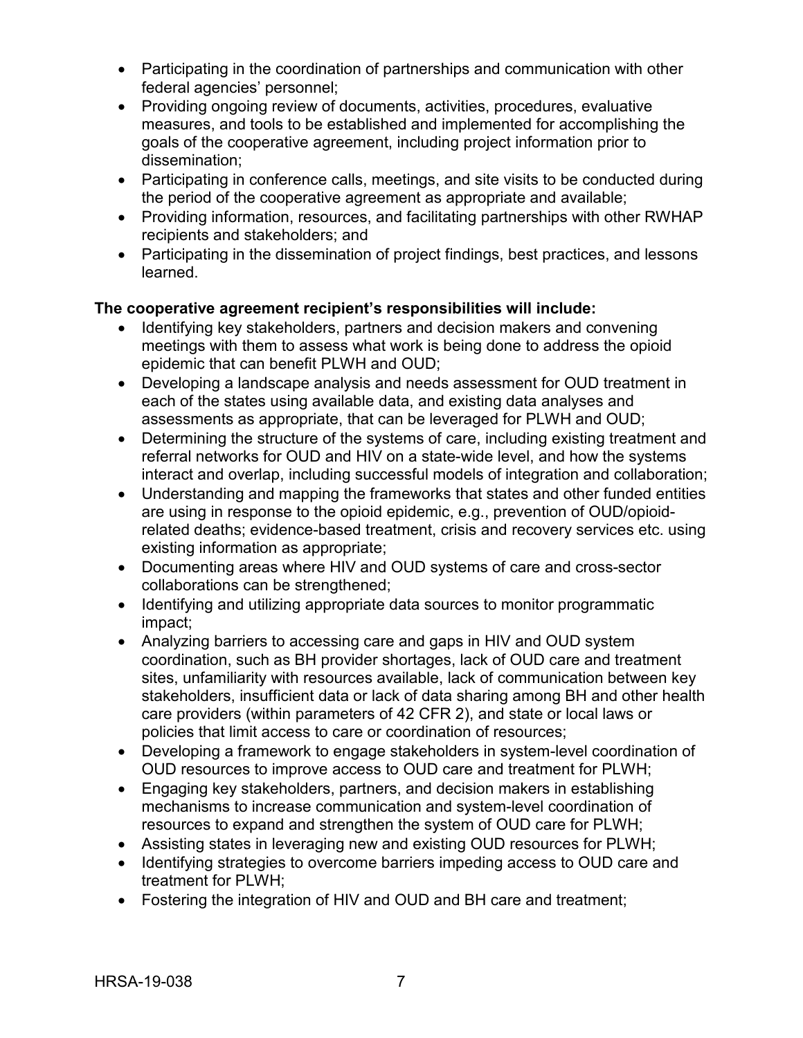- Participating in the coordination of partnerships and communication with other federal agencies' personnel;
- Providing ongoing review of documents, activities, procedures, evaluative measures, and tools to be established and implemented for accomplishing the goals of the cooperative agreement, including project information prior to dissemination;
- Participating in conference calls, meetings, and site visits to be conducted during the period of the cooperative agreement as appropriate and available;
- Providing information, resources, and facilitating partnerships with other RWHAP recipients and stakeholders; and
- Participating in the dissemination of project findings, best practices, and lessons learned.

**The cooperative agreement recipient's responsibilities will include:**

- Identifying key stakeholders, partners and decision makers and convening meetings with them to assess what work is being done to address the opioid epidemic that can benefit PLWH and OUD;
- Developing a landscape analysis and needs assessment for OUD treatment in each of the states using available data, and existing data analyses and assessments as appropriate, that can be leveraged for PLWH and OUD;
- Determining the structure of the systems of care, including existing treatment and referral networks for OUD and HIV on a state-wide level, and how the systems interact and overlap, including successful models of integration and collaboration;
- Understanding and mapping the frameworks that states and other funded entities are using in response to the opioid epidemic, e.g., prevention of OUD/opioid-related deaths; evidence-based treatment, crisis and recovery services etc. using existing information as appropriate;
- Documenting areas where HIV and OUD systems of care and cross-sector collaborations can be strengthened;
- Identifying and utilizing appropriate data sources to monitor programmatic impact;
- Analyzing barriers to accessing care and gaps in HIV and OUD system coordination, such as BH provider shortages, lack of OUD care and treatment sites, unfamiliarity with resources available, lack of communication between key stakeholders, insufficient data or lack of data sharing among BH and other health care providers (within parameters of 42 CFR 2), and state or local laws or policies that limit access to care or coordination of resources;
- Developing a framework to engage stakeholders in system-level coordination of OUD resources to improve access to OUD care and treatment for PLWH;
- Engaging key stakeholders, partners, and decision makers in establishing mechanisms to increase communication and system-level coordination of resources to expand and strengthen the system of OUD care for PLWH;
- Assisting states in leveraging new and existing OUD resources for PLWH;
- Identifying strategies to overcome barriers impeding access to OUD care and treatment for PLWH;
- Fostering the integration of HIV and OUD and BH care and treatment;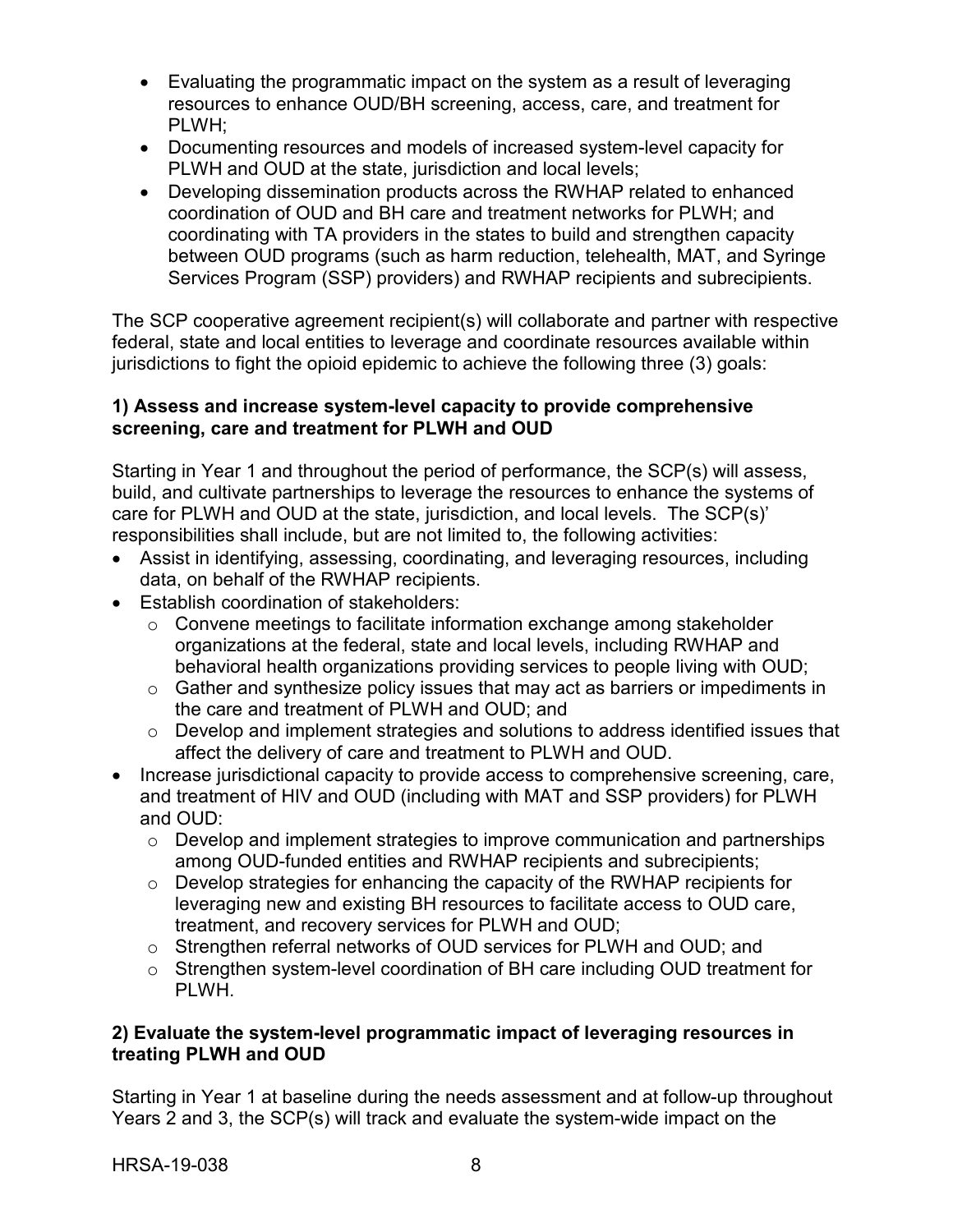- Evaluating the programmatic impact on the system as a result of leveraging resources to enhance OUD/BH screening, access, care, and treatment for PLWH;
- Documenting resources and models of increased system-level capacity for PLWH and OUD at the state, jurisdiction and local levels;
- Developing dissemination products across the RWHAP related to enhanced coordination of OUD and BH care and treatment networks for PLWH; and coordinating with TA providers in the states to build and strengthen capacity between OUD programs (such as harm reduction, telehealth, MAT, and Syringe Services Program (SSP) providers) and RWHAP recipients and subrecipients.

The SCP cooperative agreement recipient(s) will collaborate and partner with respective federal, state and local entities to leverage and coordinate resources available within jurisdictions to fight the opioid epidemic to achieve the following three (3) goals:

**1) Assess and increase system-level capacity to provide comprehensive screening, care and treatment for PLWH and OUD**

Starting in Year 1 and throughout the period of performance, the SCP(s) will assess, build, and cultivate partnerships to leverage the resources to enhance the systems of care for PLWH and OUD at the state, jurisdiction, and local levels. The SCP(s)' responsibilities shall include, but are not limited to, the following activities:

- Assist in identifying, assessing, coordinating, and leveraging resources, including data, on behalf of the RWHAP recipients.
- Establish coordination of stakeholders:
  - Convene meetings to facilitate information exchange among stakeholder organizations at the federal, state and local levels, including RWHAP and behavioral health organizations providing services to people living with OUD;
  - Gather and synthesize policy issues that may act as barriers or impediments in the care and treatment of PLWH and OUD; and
  - Develop and implement strategies and solutions to address identified issues that affect the delivery of care and treatment to PLWH and OUD.
- Increase jurisdictional capacity to provide access to comprehensive screening, care, and treatment of HIV and OUD (including with MAT and SSP providers) for PLWH and OUD:
  - Develop and implement strategies to improve communication and partnerships among OUD-funded entities and RWHAP recipients and subrecipients;
  - Develop strategies for enhancing the capacity of the RWHAP recipients for leveraging new and existing BH resources to facilitate access to OUD care, treatment, and recovery services for PLWH and OUD;
  - Strengthen referral networks of OUD services for PLWH and OUD; and
  - Strengthen system-level coordination of BH care including OUD treatment for PLWH.

**2) Evaluate the system-level programmatic impact of leveraging resources in treating PLWH and OUD**

Starting in Year 1 at baseline during the needs assessment and at follow-up throughout Years 2 and 3, the SCP(s) will track and evaluate the system-wide impact on the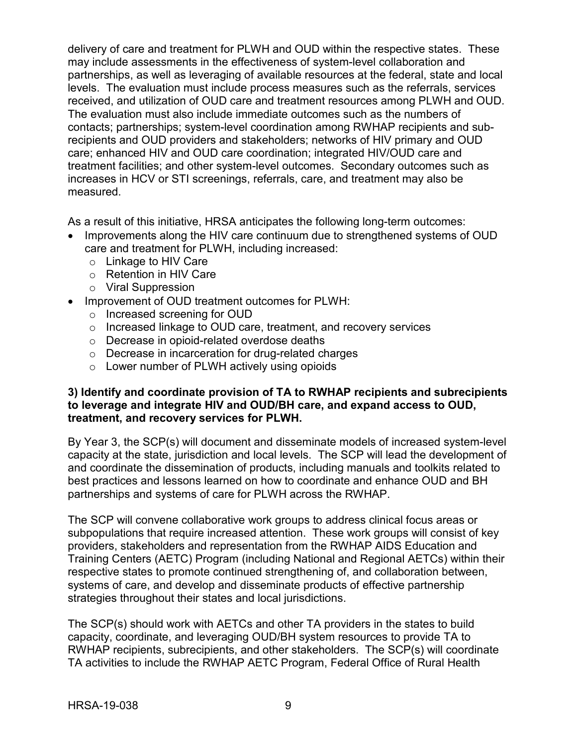delivery of care and treatment for PLWH and OUD within the respective states. These may include assessments in the effectiveness of system-level collaboration and partnerships, as well as leveraging of available resources at the federal, state and local levels. The evaluation must include process measures such as the referrals, services received, and utilization of OUD care and treatment resources among PLWH and OUD. The evaluation must also include immediate outcomes such as the numbers of contacts; partnerships; system-level coordination among RWHAP recipients and sub-recipients and OUD providers and stakeholders; networks of HIV primary and OUD care; enhanced HIV and OUD care coordination; integrated HIV/OUD care and treatment facilities; and other system-level outcomes. Secondary outcomes such as increases in HCV or STI screenings, referrals, care, and treatment may also be measured.

As a result of this initiative, HRSA anticipates the following long-term outcomes:

- Improvements along the HIV care continuum due to strengthened systems of OUD care and treatment for PLWH, including increased:
  - Linkage to HIV Care
  - Retention in HIV Care
  - Viral Suppression
- Improvement of OUD treatment outcomes for PLWH:
  - Increased screening for OUD
  - Increased linkage to OUD care, treatment, and recovery services
  - Decrease in opioid-related overdose deaths
  - Decrease in incarceration for drug-related charges
  - Lower number of PLWH actively using opioids

**3) Identify and coordinate provision of TA to RWHAP recipients and subrecipients to leverage and integrate HIV and OUD/BH care, and expand access to OUD, treatment, and recovery services for PLWH.**

By Year 3, the SCP(s) will document and disseminate models of increased system-level capacity at the state, jurisdiction and local levels. The SCP will lead the development of and coordinate the dissemination of products, including manuals and toolkits related to best practices and lessons learned on how to coordinate and enhance OUD and BH partnerships and systems of care for PLWH across the RWHAP.

The SCP will convene collaborative work groups to address clinical focus areas or subpopulations that require increased attention. These work groups will consist of key providers, stakeholders and representation from the RWHAP AIDS Education and Training Centers (AETC) Program (including National and Regional AETCs) within their respective states to promote continued strengthening of, and collaboration between, systems of care, and develop and disseminate products of effective partnership strategies throughout their states and local jurisdictions.

The SCP(s) should work with AETCs and other TA providers in the states to build capacity, coordinate, and leveraging OUD/BH system resources to provide TA to RWHAP recipients, subrecipients, and other stakeholders. The SCP(s) will coordinate TA activities to include the RWHAP AETC Program, Federal Office of Rural Health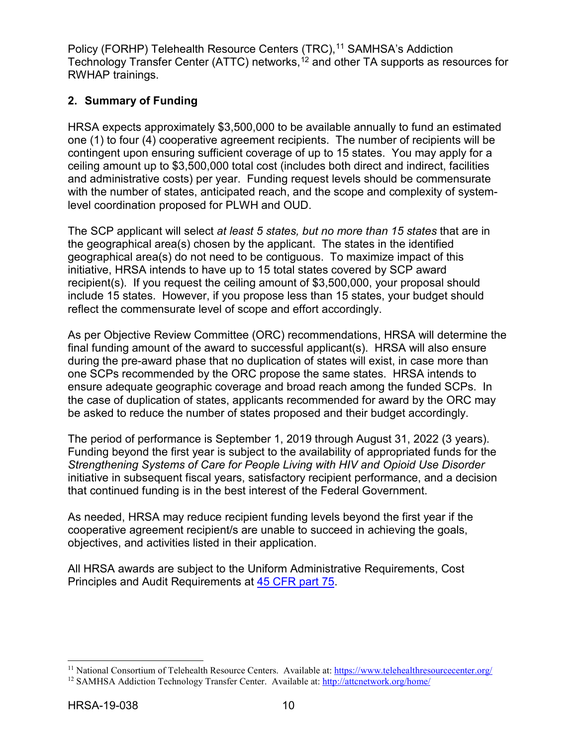Policy (FORHP) Telehealth Resource Centers (TRC),[11] SAMHSA's Addiction Technology Transfer Center (ATTC) networks,[12] and other TA supports as resources for RWHAP trainings.

## 2. Summary of Funding

HRSA expects approximately $3,500,000 to be available annually to fund an estimated one (1) to four (4) cooperative agreement recipients. The number of recipients will be contingent upon ensuring sufficient coverage of up to 15 states. You may apply for a ceiling amount up to $3,500,000 total cost (includes both direct and indirect, facilities and administrative costs) per year. Funding request levels should be commensurate with the number of states, anticipated reach, and the scope and complexity of system-level coordination proposed for PLWH and OUD.

The SCP applicant will select *at least 5 states, but no more than 15 states* that are in the geographical area(s) chosen by the applicant. The states in the identified geographical area(s) do not need to be contiguous. To maximize impact of this initiative, HRSA intends to have up to 15 total states covered by SCP award recipient(s). If you request the ceiling amount of $3,500,000, your proposal should include 15 states. However, if you propose less than 15 states, your budget should reflect the commensurate level of scope and effort accordingly.

As per Objective Review Committee (ORC) recommendations, HRSA will determine the final funding amount of the award to successful applicant(s). HRSA will also ensure during the pre-award phase that no duplication of states will exist, in case more than one SCPs recommended by the ORC propose the same states. HRSA intends to ensure adequate geographic coverage and broad reach among the funded SCPs. In the case of duplication of states, applicants recommended for award by the ORC may be asked to reduce the number of states proposed and their budget accordingly.

The period of performance is September 1, 2019 through August 31, 2022 (3 years). Funding beyond the first year is subject to the availability of appropriated funds for the *Strengthening Systems of Care for People Living with HIV and Opioid Use Disorder* initiative in subsequent fiscal years, satisfactory recipient performance, and a decision that continued funding is in the best interest of the Federal Government.

As needed, HRSA may reduce recipient funding levels beyond the first year if the cooperative agreement recipient/s are unable to succeed in achieving the goals, objectives, and activities listed in their application.

All HRSA awards are subject to the Uniform Administrative Requirements, Cost Principles and Audit Requirements at [45 CFR part 75](https://www.ecfr.gov/cgi-bin/retrieveECFR?gp=1&SID=4d52364ec83fab994c665943dadf9cf7&ty=HTML&h=L&r=PART&n=pt45.1.75).

---

[11] National Consortium of Telehealth Resource Centers. Available at: https://www.telehealthresourcecenter.org/

[12] SAMHSA Addiction Technology Transfer Center. Available at: http://attcnetwork.org/home/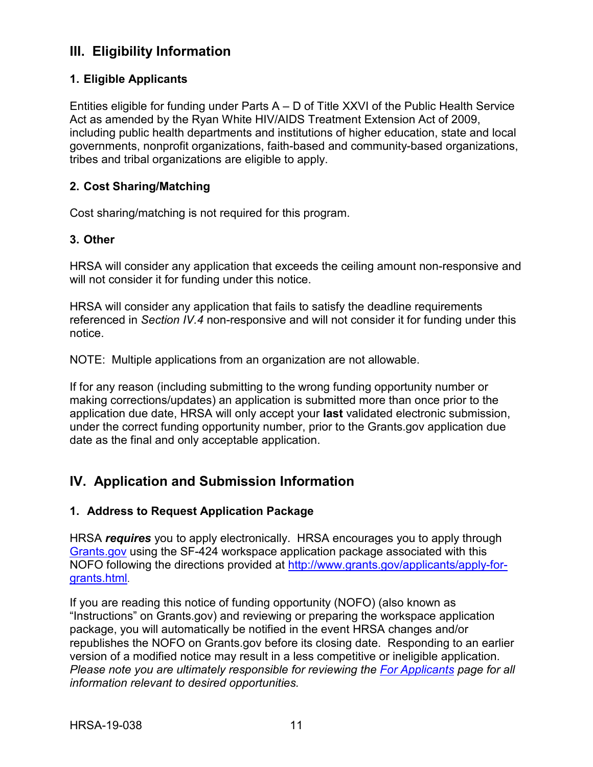## III. Eligibility Information

### 1. Eligible Applicants

Entities eligible for funding under Parts A – D of Title XXVI of the Public Health Service Act as amended by the Ryan White HIV/AIDS Treatment Extension Act of 2009, including public health departments and institutions of higher education, state and local governments, nonprofit organizations, faith-based and community-based organizations, tribes and tribal organizations are eligible to apply.

### 2. Cost Sharing/Matching

Cost sharing/matching is not required for this program.

### 3. Other

HRSA will consider any application that exceeds the ceiling amount non-responsive and will not consider it for funding under this notice.

HRSA will consider any application that fails to satisfy the deadline requirements referenced in *Section IV.4* non-responsive and will not consider it for funding under this notice.

NOTE: Multiple applications from an organization are not allowable.

If for any reason (including submitting to the wrong funding opportunity number or making corrections/updates) an application is submitted more than once prior to the application due date, HRSA will only accept your **last** validated electronic submission, under the correct funding opportunity number, prior to the Grants.gov application due date as the final and only acceptable application.

## IV. Application and Submission Information

### 1. Address to Request Application Package

HRSA ***requires*** you to apply electronically. HRSA encourages you to apply through [Grants.gov](http://www.grants.gov) using the SF-424 workspace application package associated with this NOFO following the directions provided at [http://www.grants.gov/applicants/apply-for-grants.html](http://www.grants.gov/applicants/apply-for-grants.html).

If you are reading this notice of funding opportunity (NOFO) (also known as "Instructions" on Grants.gov) and reviewing or preparing the workspace application package, you will automatically be notified in the event HRSA changes and/or republishes the NOFO on Grants.gov before its closing date. Responding to an earlier version of a modified notice may result in a less competitive or ineligible application. *Please note you are ultimately responsible for reviewing the [For Applicants](https://www.grants.gov/web/grants/applicants.html) page for all information relevant to desired opportunities.*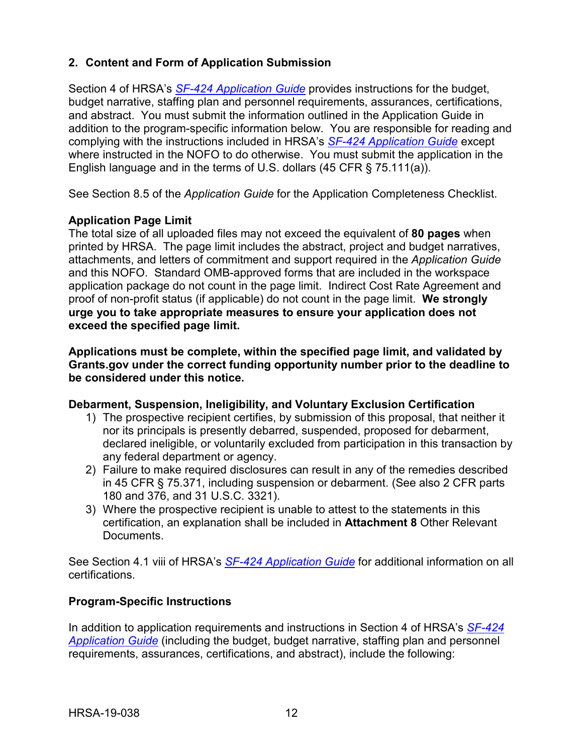## 2. Content and Form of Application Submission

Section 4 of HRSA's *SF-424 Application Guide* provides instructions for the budget, budget narrative, staffing plan and personnel requirements, assurances, certifications, and abstract. You must submit the information outlined in the Application Guide in addition to the program-specific information below. You are responsible for reading and complying with the instructions included in HRSA's *SF-424 Application Guide* except where instructed in the NOFO to do otherwise. You must submit the application in the English language and in the terms of U.S. dollars (45 CFR § 75.111(a)).

See Section 8.5 of the *Application Guide* for the Application Completeness Checklist.

### Application Page Limit

The total size of all uploaded files may not exceed the equivalent of **80 pages** when printed by HRSA. The page limit includes the abstract, project and budget narratives, attachments, and letters of commitment and support required in the *Application Guide* and this NOFO. Standard OMB-approved forms that are included in the workspace application package do not count in the page limit. Indirect Cost Rate Agreement and proof of non-profit status (if applicable) do not count in the page limit. **We strongly urge you to take appropriate measures to ensure your application does not exceed the specified page limit.**

**Applications must be complete, within the specified page limit, and validated by Grants.gov under the correct funding opportunity number prior to the deadline to be considered under this notice.**

### Debarment, Suspension, Ineligibility, and Voluntary Exclusion Certification

1) The prospective recipient certifies, by submission of this proposal, that neither it nor its principals is presently debarred, suspended, proposed for debarment, declared ineligible, or voluntarily excluded from participation in this transaction by any federal department or agency.
2) Failure to make required disclosures can result in any of the remedies described in 45 CFR § 75.371, including suspension or debarment. (See also 2 CFR parts 180 and 376, and 31 U.S.C. 3321).
3) Where the prospective recipient is unable to attest to the statements in this certification, an explanation shall be included in **Attachment 8** Other Relevant Documents.

See Section 4.1 viii of HRSA's *SF-424 Application Guide* for additional information on all certifications.

### Program-Specific Instructions

In addition to application requirements and instructions in Section 4 of HRSA's *SF-424 Application Guide* (including the budget, budget narrative, staffing plan and personnel requirements, assurances, certifications, and abstract), include the following: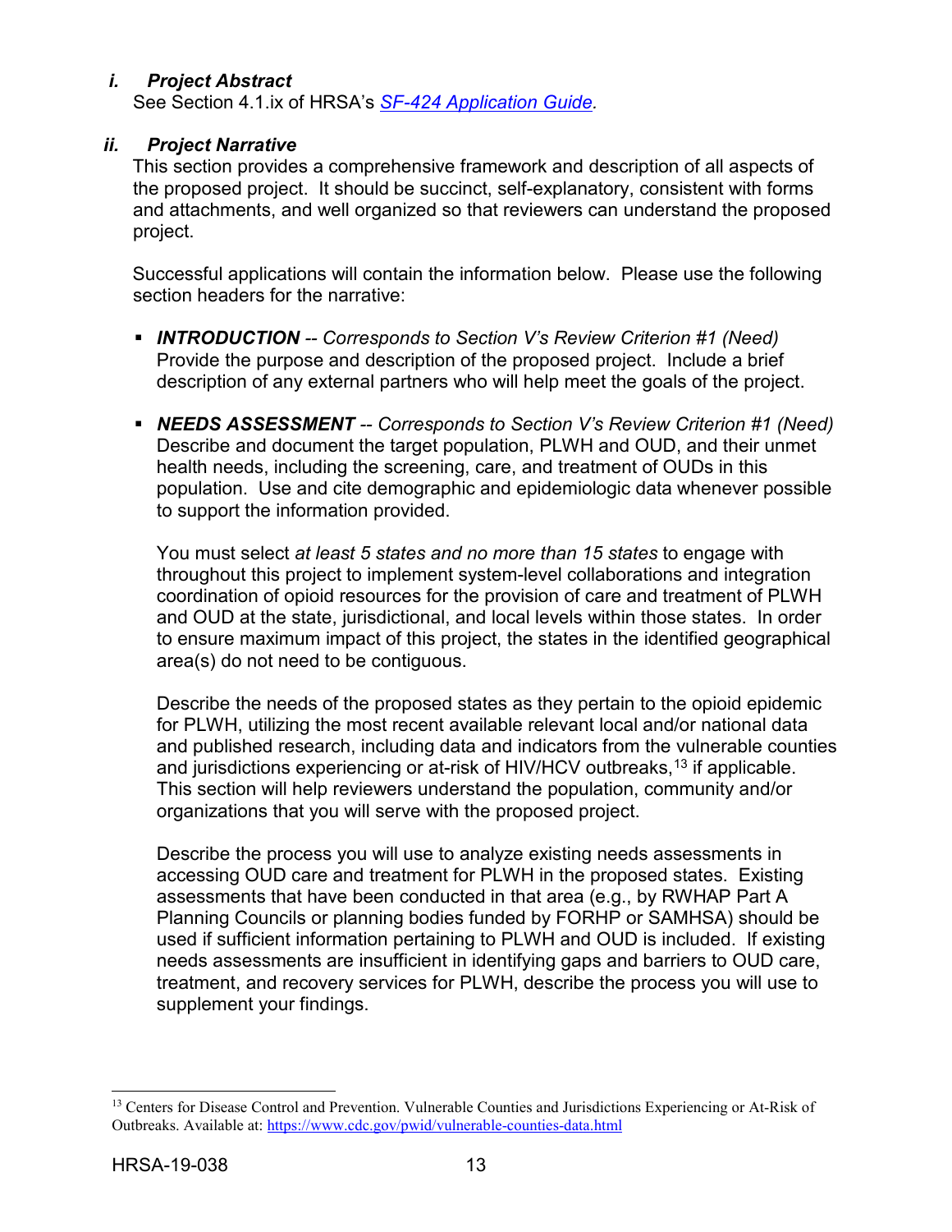### *i. Project Abstract*

See Section 4.1.ix of HRSA's *SF-424 Application Guide.*

### *ii. Project Narrative*

This section provides a comprehensive framework and description of all aspects of the proposed project. It should be succinct, self-explanatory, consistent with forms and attachments, and well organized so that reviewers can understand the proposed project.

Successful applications will contain the information below. Please use the following section headers for the narrative:

- ***INTRODUCTION*** -- *Corresponds to Section V's Review Criterion #1 (Need)* Provide the purpose and description of the proposed project. Include a brief description of any external partners who will help meet the goals of the project.

- ***NEEDS ASSESSMENT*** -- *Corresponds to Section V's Review Criterion #1 (Need)* Describe and document the target population, PLWH and OUD, and their unmet health needs, including the screening, care, and treatment of OUDs in this population. Use and cite demographic and epidemiologic data whenever possible to support the information provided.

  You must select *at least 5 states and no more than 15 states* to engage with throughout this project to implement system-level collaborations and integration coordination of opioid resources for the provision of care and treatment of PLWH and OUD at the state, jurisdictional, and local levels within those states. In order to ensure maximum impact of this project, the states in the identified geographical area(s) do not need to be contiguous.

  Describe the needs of the proposed states as they pertain to the opioid epidemic for PLWH, utilizing the most recent available relevant local and/or national data and published research, including data and indicators from the vulnerable counties and jurisdictions experiencing or at-risk of HIV/HCV outbreaks,[13] if applicable. This section will help reviewers understand the population, community and/or organizations that you will serve with the proposed project.

  Describe the process you will use to analyze existing needs assessments in accessing OUD care and treatment for PLWH in the proposed states. Existing assessments that have been conducted in that area (e.g., by RWHAP Part A Planning Councils or planning bodies funded by FORHP or SAMHSA) should be used if sufficient information pertaining to PLWH and OUD is included. If existing needs assessments are insufficient in identifying gaps and barriers to OUD care, treatment, and recovery services for PLWH, describe the process you will use to supplement your findings.

---

[13] Centers for Disease Control and Prevention. Vulnerable Counties and Jurisdictions Experiencing or At-Risk of Outbreaks. Available at: https://www.cdc.gov/pwid/vulnerable-counties-data.html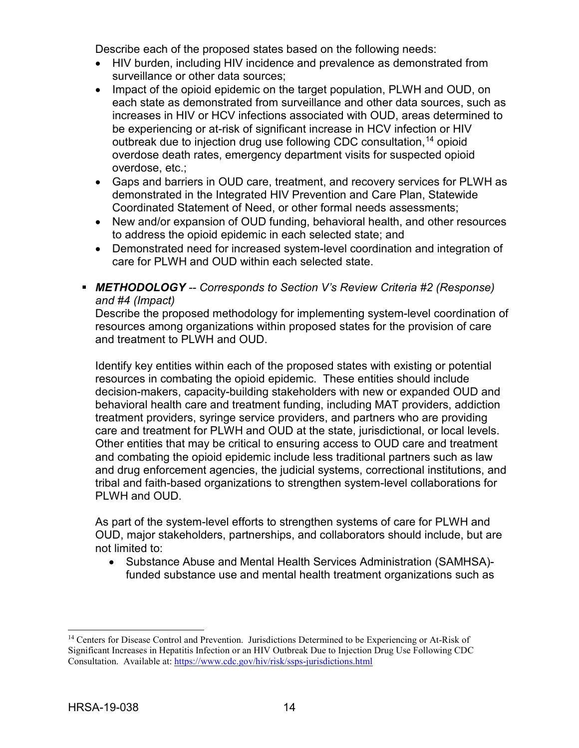Describe each of the proposed states based on the following needs:

- HIV burden, including HIV incidence and prevalence as demonstrated from surveillance or other data sources;
- Impact of the opioid epidemic on the target population, PLWH and OUD, on each state as demonstrated from surveillance and other data sources, such as increases in HIV or HCV infections associated with OUD, areas determined to be experiencing or at-risk of significant increase in HCV infection or HIV outbreak due to injection drug use following CDC consultation,[14] opioid overdose death rates, emergency department visits for suspected opioid overdose, etc.;
- Gaps and barriers in OUD care, treatment, and recovery services for PLWH as demonstrated in the Integrated HIV Prevention and Care Plan, Statewide Coordinated Statement of Need, or other formal needs assessments;
- New and/or expansion of OUD funding, behavioral health, and other resources to address the opioid epidemic in each selected state; and
- Demonstrated need for increased system-level coordination and integration of care for PLWH and OUD within each selected state.

▪ ***METHODOLOGY*** *-- Corresponds to Section V's Review Criteria #2 (Response) and #4 (Impact)*

Describe the proposed methodology for implementing system-level coordination of resources among organizations within proposed states for the provision of care and treatment to PLWH and OUD.

Identify key entities within each of the proposed states with existing or potential resources in combating the opioid epidemic. These entities should include decision-makers, capacity-building stakeholders with new or expanded OUD and behavioral health care and treatment funding, including MAT providers, addiction treatment providers, syringe service providers, and partners who are providing care and treatment for PLWH and OUD at the state, jurisdictional, or local levels. Other entities that may be critical to ensuring access to OUD care and treatment and combating the opioid epidemic include less traditional partners such as law and drug enforcement agencies, the judicial systems, correctional institutions, and tribal and faith-based organizations to strengthen system-level collaborations for PLWH and OUD.

As part of the system-level efforts to strengthen systems of care for PLWH and OUD, major stakeholders, partnerships, and collaborators should include, but are not limited to:

- Substance Abuse and Mental Health Services Administration (SAMHSA)-funded substance use and mental health treatment organizations such as

---

[14] Centers for Disease Control and Prevention. Jurisdictions Determined to be Experiencing or At-Risk of Significant Increases in Hepatitis Infection or an HIV Outbreak Due to Injection Drug Use Following CDC Consultation. Available at: https://www.cdc.gov/hiv/risk/ssps-jurisdictions.html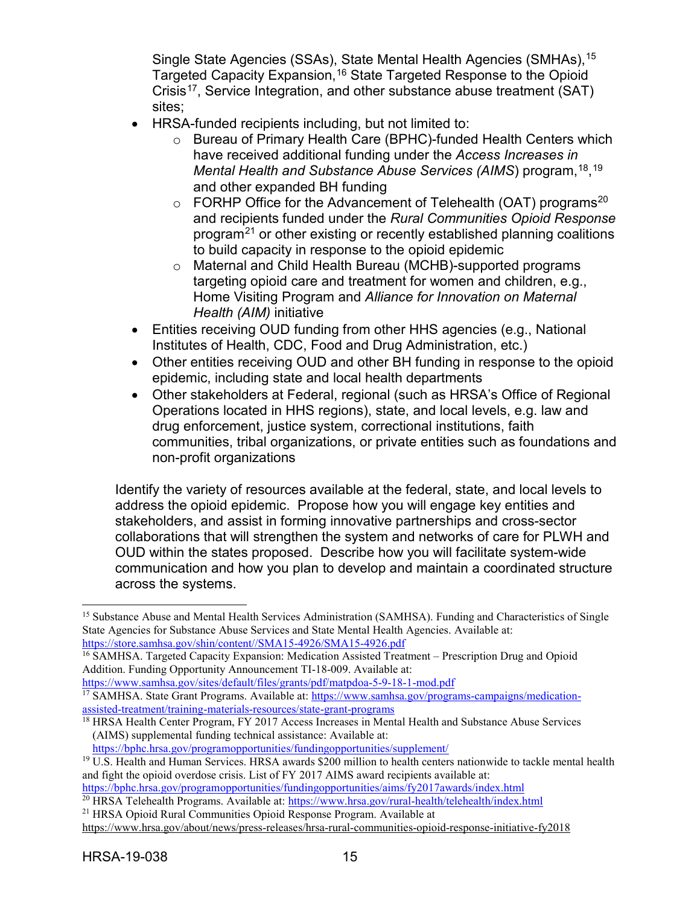Single State Agencies (SSAs), State Mental Health Agencies (SMHAs),[15] Targeted Capacity Expansion,[16] State Targeted Response to the Opioid Crisis[17], Service Integration, and other substance abuse treatment (SAT) sites;

- HRSA-funded recipients including, but not limited to:
  - Bureau of Primary Health Care (BPHC)-funded Health Centers which have received additional funding under the *Access Increases in Mental Health and Substance Abuse Services (AIMS*) program,[18],[19] and other expanded BH funding
  - FORHP Office for the Advancement of Telehealth (OAT) programs[20] and recipients funded under the *Rural Communities Opioid Response* program[21] or other existing or recently established planning coalitions to build capacity in response to the opioid epidemic
  - Maternal and Child Health Bureau (MCHB)-supported programs targeting opioid care and treatment for women and children, e.g., Home Visiting Program and *Alliance for Innovation on Maternal Health (AIM)* initiative
- Entities receiving OUD funding from other HHS agencies (e.g., National Institutes of Health, CDC, Food and Drug Administration, etc.)
- Other entities receiving OUD and other BH funding in response to the opioid epidemic, including state and local health departments
- Other stakeholders at Federal, regional (such as HRSA's Office of Regional Operations located in HHS regions), state, and local levels, e.g. law and drug enforcement, justice system, correctional institutions, faith communities, tribal organizations, or private entities such as foundations and non-profit organizations

Identify the variety of resources available at the federal, state, and local levels to address the opioid epidemic. Propose how you will engage key entities and stakeholders, and assist in forming innovative partnerships and cross-sector collaborations that will strengthen the system and networks of care for PLWH and OUD within the states proposed. Describe how you will facilitate system-wide communication and how you plan to develop and maintain a coordinated structure across the systems.

---

[15] Substance Abuse and Mental Health Services Administration (SAMHSA). Funding and Characteristics of Single State Agencies for Substance Abuse Services and State Mental Health Agencies. Available at: https://store.samhsa.gov/shin/content//SMA15-4926/SMA15-4926.pdf

[16] SAMHSA. Targeted Capacity Expansion: Medication Assisted Treatment – Prescription Drug and Opioid Addition. Funding Opportunity Announcement TI-18-009. Available at: https://www.samhsa.gov/sites/default/files/grants/pdf/matpdoa-5-9-18-1-mod.pdf

[17] SAMHSA. State Grant Programs. Available at: https://www.samhsa.gov/programs-campaigns/medication-assisted-treatment/training-materials-resources/state-grant-programs

[18] HRSA Health Center Program, FY 2017 Access Increases in Mental Health and Substance Abuse Services (AIMS) supplemental funding technical assistance: Available at: https://bphc.hrsa.gov/programopportunities/fundingopportunities/supplement/

[19] U.S. Health and Human Services. HRSA awards $200 million to health centers nationwide to tackle mental health and fight the opioid overdose crisis. List of FY 2017 AIMS award recipients available at: https://bphc.hrsa.gov/programopportunities/fundingopportunities/aims/fy2017awards/index.html

[20] HRSA Telehealth Programs. Available at: https://www.hrsa.gov/rural-health/telehealth/index.html

[21] HRSA Opioid Rural Communities Opioid Response Program. Available at https://www.hrsa.gov/about/news/press-releases/hrsa-rural-communities-opioid-response-initiative-fy2018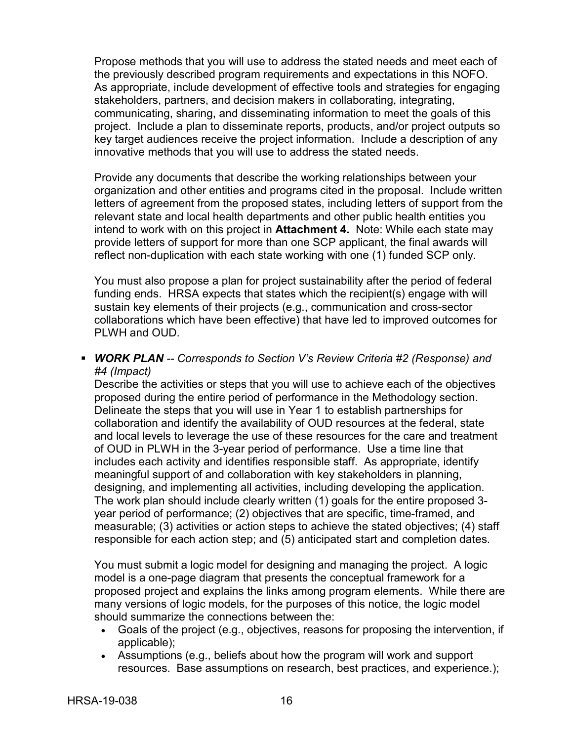Propose methods that you will use to address the stated needs and meet each of the previously described program requirements and expectations in this NOFO. As appropriate, include development of effective tools and strategies for engaging stakeholders, partners, and decision makers in collaborating, integrating, communicating, sharing, and disseminating information to meet the goals of this project. Include a plan to disseminate reports, products, and/or project outputs so key target audiences receive the project information. Include a description of any innovative methods that you will use to address the stated needs.

Provide any documents that describe the working relationships between your organization and other entities and programs cited in the proposal. Include written letters of agreement from the proposed states, including letters of support from the relevant state and local health departments and other public health entities you intend to work with on this project in **Attachment 4.** Note: While each state may provide letters of support for more than one SCP applicant, the final awards will reflect non-duplication with each state working with one (1) funded SCP only.

You must also propose a plan for project sustainability after the period of federal funding ends. HRSA expects that states which the recipient(s) engage with will sustain key elements of their projects (e.g., communication and cross-sector collaborations which have been effective) that have led to improved outcomes for PLWH and OUD.

- ***WORK PLAN*** -- *Corresponds to Section V's Review Criteria #2 (Response) and #4 (Impact)*

  Describe the activities or steps that you will use to achieve each of the objectives proposed during the entire period of performance in the Methodology section. Delineate the steps that you will use in Year 1 to establish partnerships for collaboration and identify the availability of OUD resources at the federal, state and local levels to leverage the use of these resources for the care and treatment of OUD in PLWH in the 3-year period of performance. Use a time line that includes each activity and identifies responsible staff. As appropriate, identify meaningful support of and collaboration with key stakeholders in planning, designing, and implementing all activities, including developing the application. The work plan should include clearly written (1) goals for the entire proposed 3-year period of performance; (2) objectives that are specific, time-framed, and measurable; (3) activities or action steps to achieve the stated objectives; (4) staff responsible for each action step; and (5) anticipated start and completion dates.

  You must submit a logic model for designing and managing the project. A logic model is a one-page diagram that presents the conceptual framework for a proposed project and explains the links among program elements. While there are many versions of logic models, for the purposes of this notice, the logic model should summarize the connections between the:

  - Goals of the project (e.g., objectives, reasons for proposing the intervention, if applicable);
  - Assumptions (e.g., beliefs about how the program will work and support resources. Base assumptions on research, best practices, and experience.);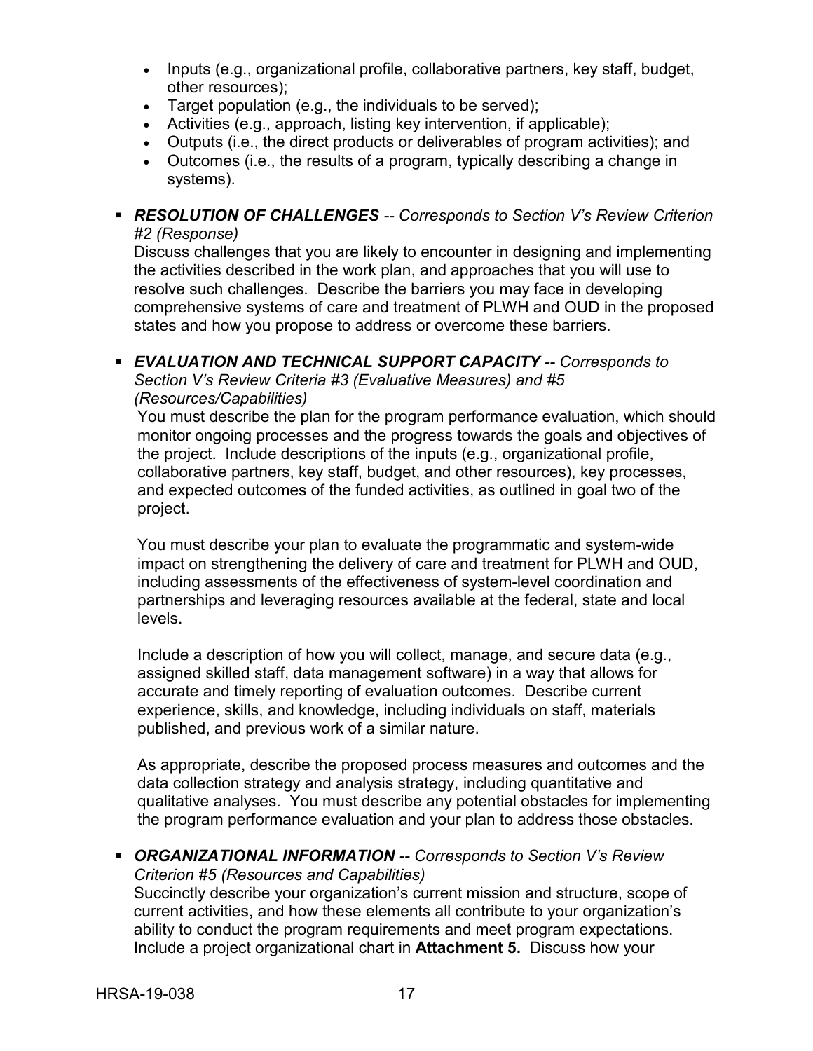- Inputs (e.g., organizational profile, collaborative partners, key staff, budget, other resources);
- Target population (e.g., the individuals to be served);
- Activities (e.g., approach, listing key intervention, if applicable);
- Outputs (i.e., the direct products or deliverables of program activities); and
- Outcomes (i.e., the results of a program, typically describing a change in systems).

- ***RESOLUTION OF CHALLENGES*** -- *Corresponds to Section V's Review Criterion #2 (Response)*
  Discuss challenges that you are likely to encounter in designing and implementing the activities described in the work plan, and approaches that you will use to resolve such challenges. Describe the barriers you may face in developing comprehensive systems of care and treatment of PLWH and OUD in the proposed states and how you propose to address or overcome these barriers.

- ***EVALUATION AND TECHNICAL SUPPORT CAPACITY*** -- *Corresponds to Section V's Review Criteria #3 (Evaluative Measures) and #5 (Resources/Capabilities)*
  You must describe the plan for the program performance evaluation, which should monitor ongoing processes and the progress towards the goals and objectives of the project. Include descriptions of the inputs (e.g., organizational profile, collaborative partners, key staff, budget, and other resources), key processes, and expected outcomes of the funded activities, as outlined in goal two of the project.

  You must describe your plan to evaluate the programmatic and system-wide impact on strengthening the delivery of care and treatment for PLWH and OUD, including assessments of the effectiveness of system-level coordination and partnerships and leveraging resources available at the federal, state and local levels.

  Include a description of how you will collect, manage, and secure data (e.g., assigned skilled staff, data management software) in a way that allows for accurate and timely reporting of evaluation outcomes. Describe current experience, skills, and knowledge, including individuals on staff, materials published, and previous work of a similar nature.

  As appropriate, describe the proposed process measures and outcomes and the data collection strategy and analysis strategy, including quantitative and qualitative analyses. You must describe any potential obstacles for implementing the program performance evaluation and your plan to address those obstacles.

- ***ORGANIZATIONAL INFORMATION*** -- *Corresponds to Section V's Review Criterion #5 (Resources and Capabilities)*
  Succinctly describe your organization's current mission and structure, scope of current activities, and how these elements all contribute to your organization's ability to conduct the program requirements and meet program expectations. Include a project organizational chart in **Attachment 5.** Discuss how your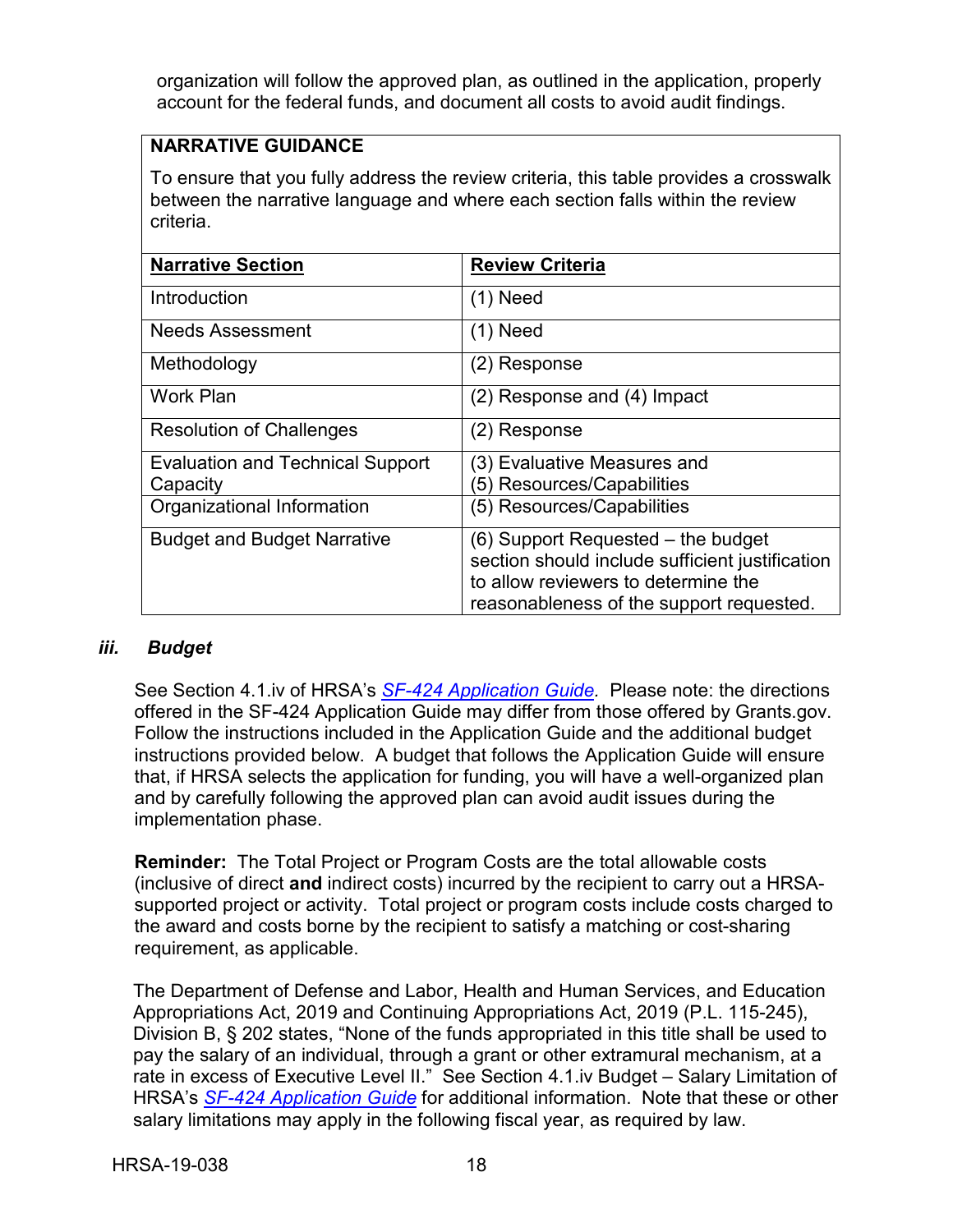organization will follow the approved plan, as outlined in the application, properly account for the federal funds, and document all costs to avoid audit findings.

**NARRATIVE GUIDANCE**

To ensure that you fully address the review criteria, this table provides a crosswalk between the narrative language and where each section falls within the review criteria.

| **Narrative Section** | **Review Criteria** |
|---|---|
| Introduction | (1) Need |
| Needs Assessment | (1) Need |
| Methodology | (2) Response |
| Work Plan | (2) Response and (4) Impact |
| Resolution of Challenges | (2) Response |
| Evaluation and Technical Support Capacity | (3) Evaluative Measures and (5) Resources/Capabilities |
| Organizational Information | (5) Resources/Capabilities |
| Budget and Budget Narrative | (6) Support Requested – the budget section should include sufficient justification to allow reviewers to determine the reasonableness of the support requested. |

### *iii. Budget*

See Section 4.1.iv of HRSA's *SF-424 Application Guide.* Please note: the directions offered in the SF-424 Application Guide may differ from those offered by Grants.gov. Follow the instructions included in the Application Guide and the additional budget instructions provided below. A budget that follows the Application Guide will ensure that, if HRSA selects the application for funding, you will have a well-organized plan and by carefully following the approved plan can avoid audit issues during the implementation phase.

**Reminder:** The Total Project or Program Costs are the total allowable costs (inclusive of direct **and** indirect costs) incurred by the recipient to carry out a HRSA-supported project or activity. Total project or program costs include costs charged to the award and costs borne by the recipient to satisfy a matching or cost-sharing requirement, as applicable.

The Department of Defense and Labor, Health and Human Services, and Education Appropriations Act, 2019 and Continuing Appropriations Act, 2019 (P.L. 115-245), Division B, § 202 states, "None of the funds appropriated in this title shall be used to pay the salary of an individual, through a grant or other extramural mechanism, at a rate in excess of Executive Level II." See Section 4.1.iv Budget – Salary Limitation of HRSA's SF-424 Application Guide for additional information. Note that these or other salary limitations may apply in the following fiscal year, as required by law.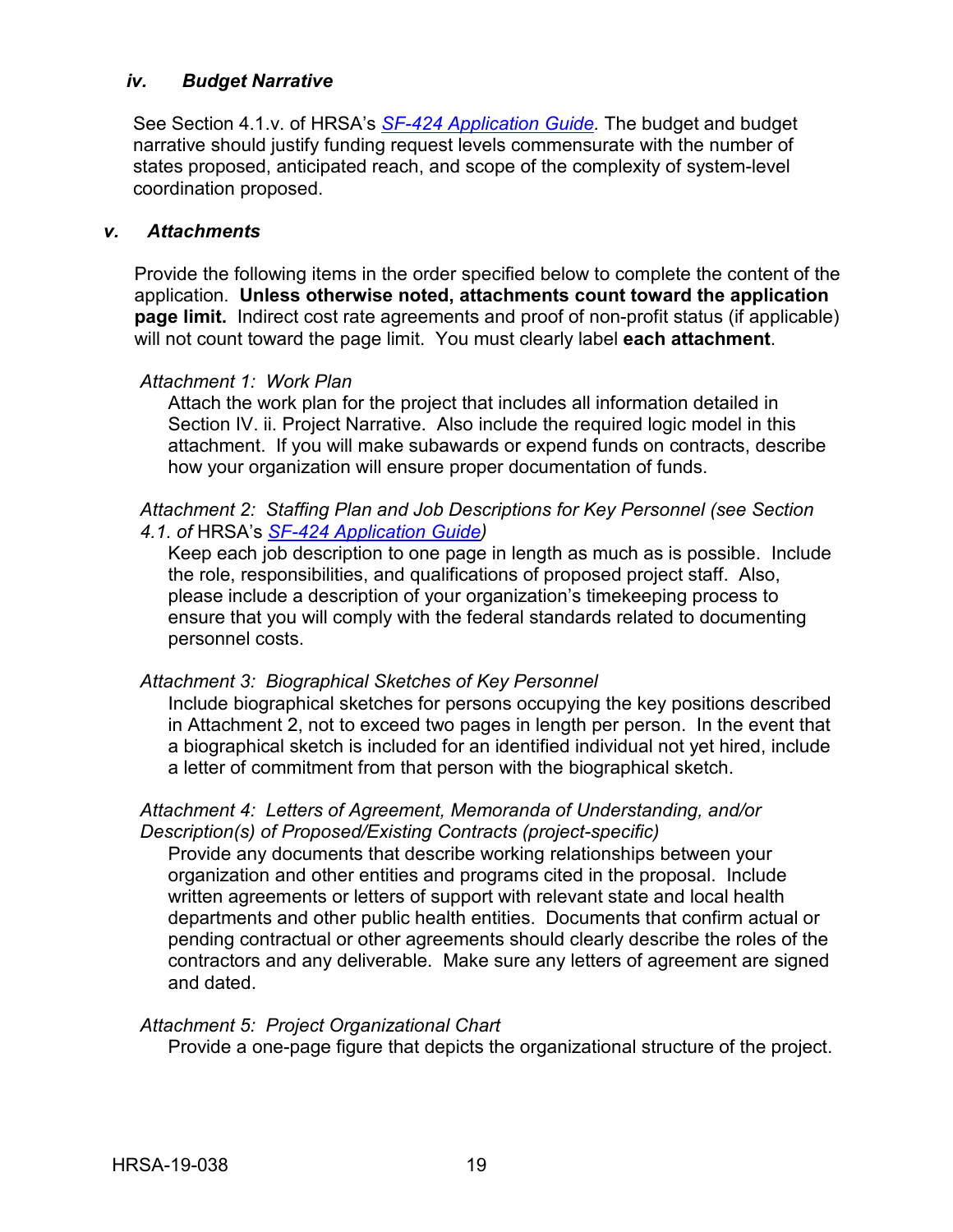### *iv. Budget Narrative*

See Section 4.1.v. of HRSA's *SF-424 Application Guide.* The budget and budget narrative should justify funding request levels commensurate with the number of states proposed, anticipated reach, and scope of the complexity of system-level coordination proposed.

### *v. Attachments*

Provide the following items in the order specified below to complete the content of the application. **Unless otherwise noted, attachments count toward the application page limit.** Indirect cost rate agreements and proof of non-profit status (if applicable) will not count toward the page limit. You must clearly label **each attachment**.

*Attachment 1: Work Plan*

Attach the work plan for the project that includes all information detailed in Section IV. ii. Project Narrative. Also include the required logic model in this attachment. If you will make subawards or expend funds on contracts, describe how your organization will ensure proper documentation of funds.

*Attachment 2: Staffing Plan and Job Descriptions for Key Personnel (see Section 4.1. of* HRSA's *SF-424 Application Guide)*

Keep each job description to one page in length as much as is possible. Include the role, responsibilities, and qualifications of proposed project staff. Also, please include a description of your organization's timekeeping process to ensure that you will comply with the federal standards related to documenting personnel costs.

*Attachment 3: Biographical Sketches of Key Personnel*

Include biographical sketches for persons occupying the key positions described in Attachment 2, not to exceed two pages in length per person. In the event that a biographical sketch is included for an identified individual not yet hired, include a letter of commitment from that person with the biographical sketch.

*Attachment 4: Letters of Agreement, Memoranda of Understanding, and/or Description(s) of Proposed/Existing Contracts (project-specific)*

Provide any documents that describe working relationships between your organization and other entities and programs cited in the proposal. Include written agreements or letters of support with relevant state and local health departments and other public health entities. Documents that confirm actual or pending contractual or other agreements should clearly describe the roles of the contractors and any deliverable. Make sure any letters of agreement are signed and dated.

*Attachment 5: Project Organizational Chart*

Provide a one-page figure that depicts the organizational structure of the project.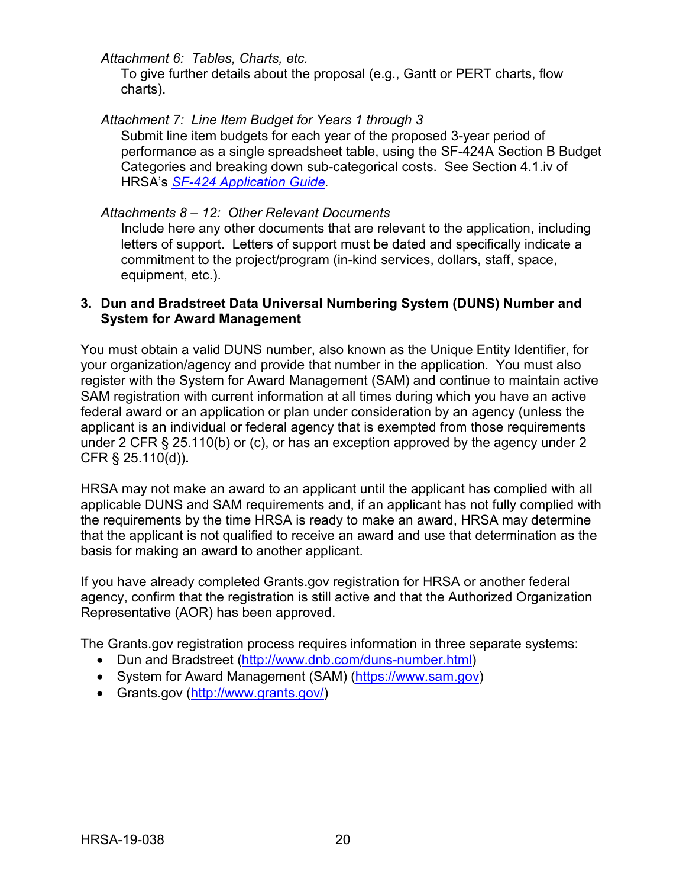*Attachment 6: Tables, Charts, etc.*

To give further details about the proposal (e.g., Gantt or PERT charts, flow charts).

*Attachment 7: Line Item Budget for Years 1 through 3*

Submit line item budgets for each year of the proposed 3-year period of performance as a single spreadsheet table, using the SF-424A Section B Budget Categories and breaking down sub-categorical costs. See Section 4.1.iv of HRSA's *SF-424 Application Guide.*

*Attachments 8 – 12: Other Relevant Documents*

Include here any other documents that are relevant to the application, including letters of support. Letters of support must be dated and specifically indicate a commitment to the project/program (in-kind services, dollars, staff, space, equipment, etc.).

### 3. Dun and Bradstreet Data Universal Numbering System (DUNS) Number and System for Award Management

You must obtain a valid DUNS number, also known as the Unique Entity Identifier, for your organization/agency and provide that number in the application. You must also register with the System for Award Management (SAM) and continue to maintain active SAM registration with current information at all times during which you have an active federal award or an application or plan under consideration by an agency (unless the applicant is an individual or federal agency that is exempted from those requirements under 2 CFR § 25.110(b) or (c), or has an exception approved by the agency under 2 CFR § 25.110(d))**.**

HRSA may not make an award to an applicant until the applicant has complied with all applicable DUNS and SAM requirements and, if an applicant has not fully complied with the requirements by the time HRSA is ready to make an award, HRSA may determine that the applicant is not qualified to receive an award and use that determination as the basis for making an award to another applicant.

If you have already completed Grants.gov registration for HRSA or another federal agency, confirm that the registration is still active and that the Authorized Organization Representative (AOR) has been approved.

The Grants.gov registration process requires information in three separate systems:

- Dun and Bradstreet (http://www.dnb.com/duns-number.html)
- System for Award Management (SAM) (https://www.sam.gov)
- Grants.gov (http://www.grants.gov/)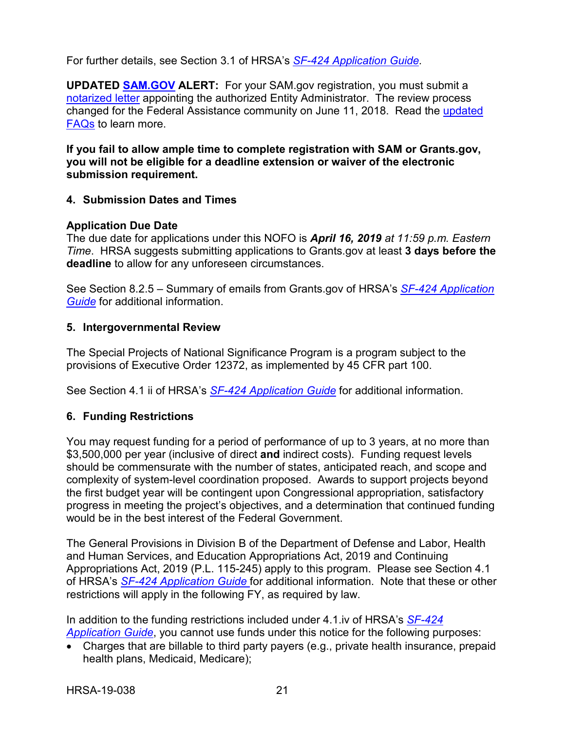For further details, see Section 3.1 of HRSA's *SF-424 Application Guide*.

**UPDATED SAM.GOV ALERT:** For your SAM.gov registration, you must submit a notarized letter appointing the authorized Entity Administrator. The review process changed for the Federal Assistance community on June 11, 2018. Read the updated FAQs to learn more.

**If you fail to allow ample time to complete registration with SAM or Grants.gov, you will not be eligible for a deadline extension or waiver of the electronic submission requirement.**

### 4. Submission Dates and Times

**Application Due Date**

The due date for applications under this NOFO is ***April 16, 2019*** *at 11:59 p.m. Eastern Time*. HRSA suggests submitting applications to Grants.gov at least **3 days before the deadline** to allow for any unforeseen circumstances.

See Section 8.2.5 – Summary of emails from Grants.gov of HRSA's *SF-424 Application Guide* for additional information.

### 5. Intergovernmental Review

The Special Projects of National Significance Program is a program subject to the provisions of Executive Order 12372, as implemented by 45 CFR part 100.

See Section 4.1 ii of HRSA's *SF-424 Application Guide* for additional information.

### 6. Funding Restrictions

You may request funding for a period of performance of up to 3 years, at no more than $3,500,000 per year (inclusive of direct **and** indirect costs). Funding request levels should be commensurate with the number of states, anticipated reach, and scope and complexity of system-level coordination proposed. Awards to support projects beyond the first budget year will be contingent upon Congressional appropriation, satisfactory progress in meeting the project's objectives, and a determination that continued funding would be in the best interest of the Federal Government.

The General Provisions in Division B of the Department of Defense and Labor, Health and Human Services, and Education Appropriations Act, 2019 and Continuing Appropriations Act, 2019 (P.L. 115-245) apply to this program. Please see Section 4.1 of HRSA's *SF-424 Application Guide* for additional information. Note that these or other restrictions will apply in the following FY, as required by law.

In addition to the funding restrictions included under 4.1.iv of HRSA's *SF-424 Application Guide*, you cannot use funds under this notice for the following purposes:

- Charges that are billable to third party payers (e.g., private health insurance, prepaid health plans, Medicaid, Medicare);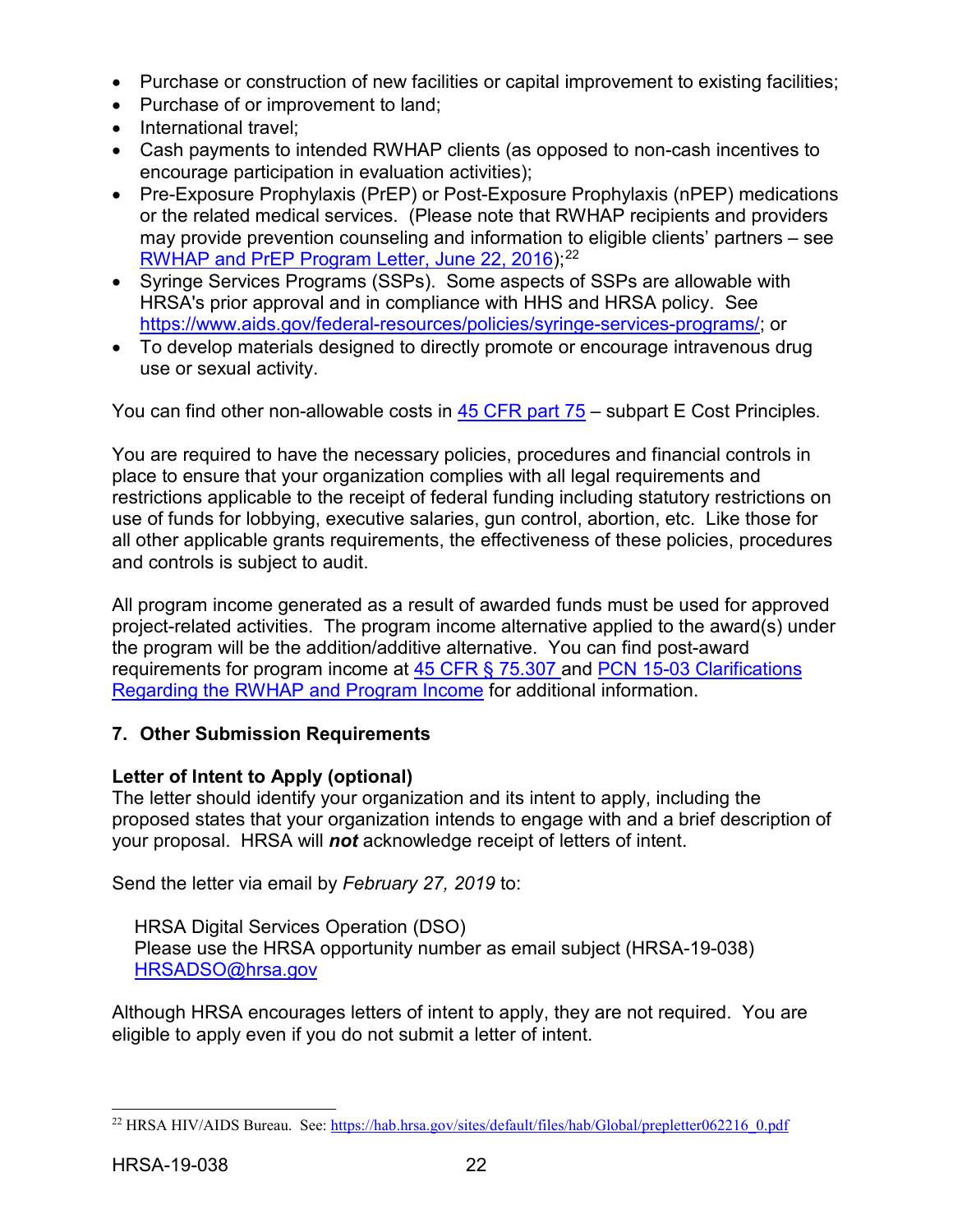- Purchase or construction of new facilities or capital improvement to existing facilities;
- Purchase of or improvement to land;
- International travel;
- Cash payments to intended RWHAP clients (as opposed to non-cash incentives to encourage participation in evaluation activities);
- Pre-Exposure Prophylaxis (PrEP) or Post-Exposure Prophylaxis (nPEP) medications or the related medical services. (Please note that RWHAP recipients and providers may provide prevention counseling and information to eligible clients' partners – see RWHAP and PrEP Program Letter, June 22, 2016);[22]
- Syringe Services Programs (SSPs). Some aspects of SSPs are allowable with HRSA's prior approval and in compliance with HHS and HRSA policy. See https://www.aids.gov/federal-resources/policies/syringe-services-programs/; or
- To develop materials designed to directly promote or encourage intravenous drug use or sexual activity.

You can find other non-allowable costs in 45 CFR part 75 – subpart E Cost Principles.

You are required to have the necessary policies, procedures and financial controls in place to ensure that your organization complies with all legal requirements and restrictions applicable to the receipt of federal funding including statutory restrictions on use of funds for lobbying, executive salaries, gun control, abortion, etc. Like those for all other applicable grants requirements, the effectiveness of these policies, procedures and controls is subject to audit.

All program income generated as a result of awarded funds must be used for approved project-related activities. The program income alternative applied to the award(s) under the program will be the addition/additive alternative. You can find post-award requirements for program income at 45 CFR § 75.307 and PCN 15-03 Clarifications Regarding the RWHAP and Program Income for additional information.

### 7. Other Submission Requirements

**Letter of Intent to Apply (optional)**
The letter should identify your organization and its intent to apply, including the proposed states that your organization intends to engage with and a brief description of your proposal. HRSA will ***not*** acknowledge receipt of letters of intent.

Send the letter via email by *February 27, 2019* to:

HRSA Digital Services Operation (DSO)
Please use the HRSA opportunity number as email subject (HRSA-19-038)
HRSADSO@hrsa.gov

Although HRSA encourages letters of intent to apply, they are not required. You are eligible to apply even if you do not submit a letter of intent.

[22] HRSA HIV/AIDS Bureau. See: https://hab.hrsa.gov/sites/default/files/hab/Global/prepletter062216_0.pdf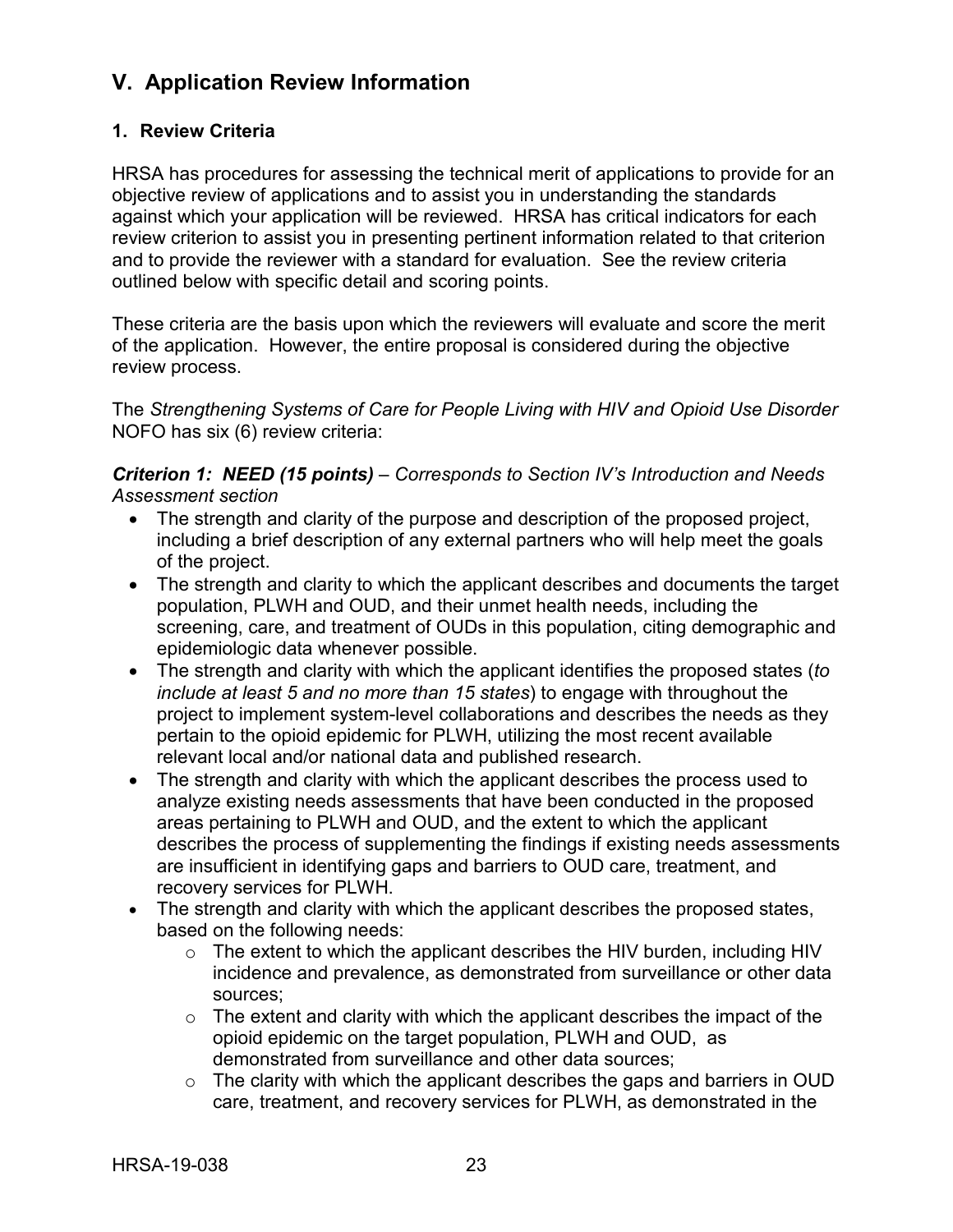## V. Application Review Information

### 1. Review Criteria

HRSA has procedures for assessing the technical merit of applications to provide for an objective review of applications and to assist you in understanding the standards against which your application will be reviewed. HRSA has critical indicators for each review criterion to assist you in presenting pertinent information related to that criterion and to provide the reviewer with a standard for evaluation. See the review criteria outlined below with specific detail and scoring points.

These criteria are the basis upon which the reviewers will evaluate and score the merit of the application. However, the entire proposal is considered during the objective review process.

The *Strengthening Systems of Care for People Living with HIV and Opioid Use Disorder* NOFO has six (6) review criteria:

***Criterion 1: NEED (15 points)*** – *Corresponds to Section IV's Introduction and Needs Assessment section*

- The strength and clarity of the purpose and description of the proposed project, including a brief description of any external partners who will help meet the goals of the project.
- The strength and clarity to which the applicant describes and documents the target population, PLWH and OUD, and their unmet health needs, including the screening, care, and treatment of OUDs in this population, citing demographic and epidemiologic data whenever possible.
- The strength and clarity with which the applicant identifies the proposed states (*to include at least 5 and no more than 15 states*) to engage with throughout the project to implement system-level collaborations and describes the needs as they pertain to the opioid epidemic for PLWH, utilizing the most recent available relevant local and/or national data and published research.
- The strength and clarity with which the applicant describes the process used to analyze existing needs assessments that have been conducted in the proposed areas pertaining to PLWH and OUD, and the extent to which the applicant describes the process of supplementing the findings if existing needs assessments are insufficient in identifying gaps and barriers to OUD care, treatment, and recovery services for PLWH.
- The strength and clarity with which the applicant describes the proposed states, based on the following needs:
    - The extent to which the applicant describes the HIV burden, including HIV incidence and prevalence, as demonstrated from surveillance or other data sources;
    - The extent and clarity with which the applicant describes the impact of the opioid epidemic on the target population, PLWH and OUD, as demonstrated from surveillance and other data sources;
    - The clarity with which the applicant describes the gaps and barriers in OUD care, treatment, and recovery services for PLWH, as demonstrated in the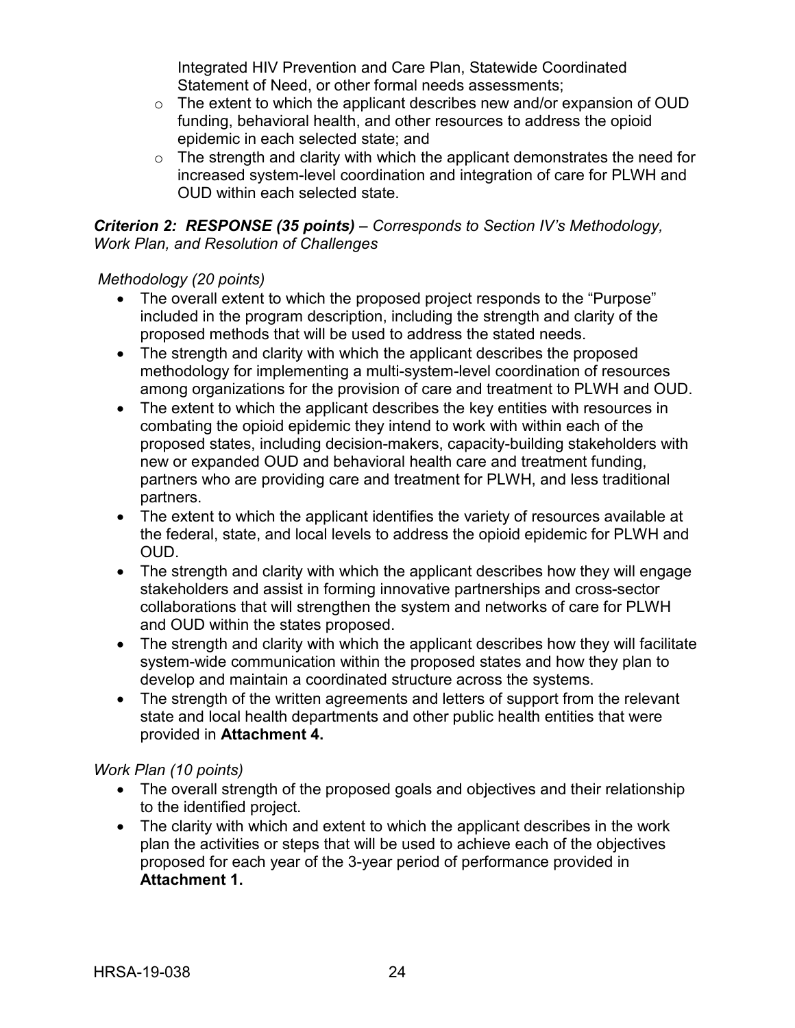Integrated HIV Prevention and Care Plan, Statewide Coordinated Statement of Need, or other formal needs assessments;

  - The extent to which the applicant describes new and/or expansion of OUD funding, behavioral health, and other resources to address the opioid epidemic in each selected state; and
  - The strength and clarity with which the applicant demonstrates the need for increased system-level coordination and integration of care for PLWH and OUD within each selected state.

***Criterion 2: RESPONSE (35 points)*** *– Corresponds to Section IV's Methodology, Work Plan, and Resolution of Challenges*

*Methodology (20 points)*

- The overall extent to which the proposed project responds to the "Purpose" included in the program description, including the strength and clarity of the proposed methods that will be used to address the stated needs.
- The strength and clarity with which the applicant describes the proposed methodology for implementing a multi-system-level coordination of resources among organizations for the provision of care and treatment to PLWH and OUD.
- The extent to which the applicant describes the key entities with resources in combating the opioid epidemic they intend to work with within each of the proposed states, including decision-makers, capacity-building stakeholders with new or expanded OUD and behavioral health care and treatment funding, partners who are providing care and treatment for PLWH, and less traditional partners.
- The extent to which the applicant identifies the variety of resources available at the federal, state, and local levels to address the opioid epidemic for PLWH and OUD.
- The strength and clarity with which the applicant describes how they will engage stakeholders and assist in forming innovative partnerships and cross-sector collaborations that will strengthen the system and networks of care for PLWH and OUD within the states proposed.
- The strength and clarity with which the applicant describes how they will facilitate system-wide communication within the proposed states and how they plan to develop and maintain a coordinated structure across the systems.
- The strength of the written agreements and letters of support from the relevant state and local health departments and other public health entities that were provided in **Attachment 4.**

*Work Plan (10 points)*

- The overall strength of the proposed goals and objectives and their relationship to the identified project.
- The clarity with which and extent to which the applicant describes in the work plan the activities or steps that will be used to achieve each of the objectives proposed for each year of the 3-year period of performance provided in **Attachment 1.**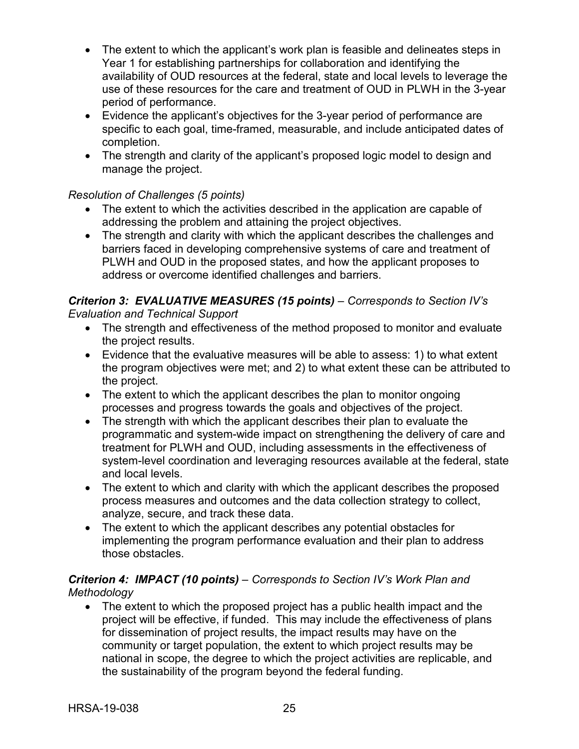- The extent to which the applicant's work plan is feasible and delineates steps in Year 1 for establishing partnerships for collaboration and identifying the availability of OUD resources at the federal, state and local levels to leverage the use of these resources for the care and treatment of OUD in PLWH in the 3-year period of performance.
- Evidence the applicant's objectives for the 3-year period of performance are specific to each goal, time-framed, measurable, and include anticipated dates of completion.
- The strength and clarity of the applicant's proposed logic model to design and manage the project.

*Resolution of Challenges (5 points)*

- The extent to which the activities described in the application are capable of addressing the problem and attaining the project objectives.
- The strength and clarity with which the applicant describes the challenges and barriers faced in developing comprehensive systems of care and treatment of PLWH and OUD in the proposed states, and how the applicant proposes to address or overcome identified challenges and barriers.

***Criterion 3: EVALUATIVE MEASURES (15 points)*** *– Corresponds to Section IV's Evaluation and Technical Support*

- The strength and effectiveness of the method proposed to monitor and evaluate the project results.
- Evidence that the evaluative measures will be able to assess: 1) to what extent the program objectives were met; and 2) to what extent these can be attributed to the project.
- The extent to which the applicant describes the plan to monitor ongoing processes and progress towards the goals and objectives of the project.
- The strength with which the applicant describes their plan to evaluate the programmatic and system-wide impact on strengthening the delivery of care and treatment for PLWH and OUD, including assessments in the effectiveness of system-level coordination and leveraging resources available at the federal, state and local levels.
- The extent to which and clarity with which the applicant describes the proposed process measures and outcomes and the data collection strategy to collect, analyze, secure, and track these data.
- The extent to which the applicant describes any potential obstacles for implementing the program performance evaluation and their plan to address those obstacles.

***Criterion 4: IMPACT (10 points)*** *– Corresponds to Section IV's Work Plan and Methodology*

- The extent to which the proposed project has a public health impact and the project will be effective, if funded. This may include the effectiveness of plans for dissemination of project results, the impact results may have on the community or target population, the extent to which project results may be national in scope, the degree to which the project activities are replicable, and the sustainability of the program beyond the federal funding.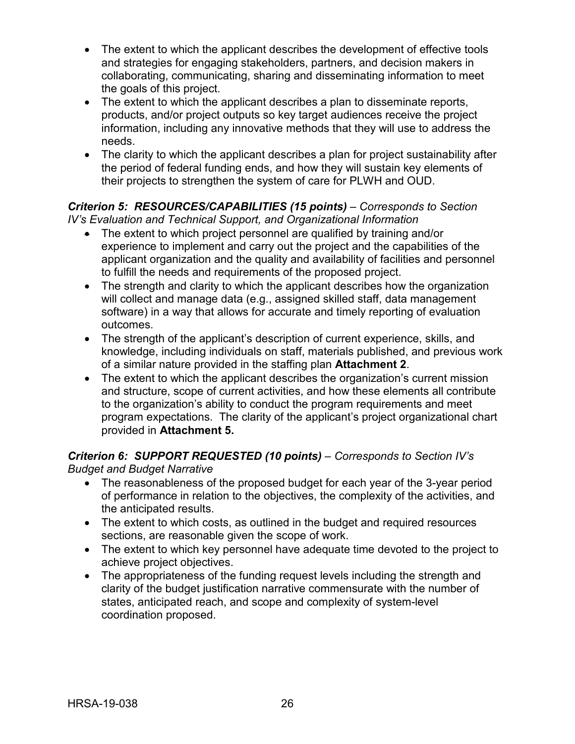- The extent to which the applicant describes the development of effective tools and strategies for engaging stakeholders, partners, and decision makers in collaborating, communicating, sharing and disseminating information to meet the goals of this project.
- The extent to which the applicant describes a plan to disseminate reports, products, and/or project outputs so key target audiences receive the project information, including any innovative methods that they will use to address the needs.
- The clarity to which the applicant describes a plan for project sustainability after the period of federal funding ends, and how they will sustain key elements of their projects to strengthen the system of care for PLWH and OUD.

***Criterion 5: RESOURCES/CAPABILITIES (15 points)*** *– Corresponds to Section IV's Evaluation and Technical Support, and Organizational Information*

- The extent to which project personnel are qualified by training and/or experience to implement and carry out the project and the capabilities of the applicant organization and the quality and availability of facilities and personnel to fulfill the needs and requirements of the proposed project.
- The strength and clarity to which the applicant describes how the organization will collect and manage data (e.g., assigned skilled staff, data management software) in a way that allows for accurate and timely reporting of evaluation outcomes.
- The strength of the applicant's description of current experience, skills, and knowledge, including individuals on staff, materials published, and previous work of a similar nature provided in the staffing plan **Attachment 2**.
- The extent to which the applicant describes the organization's current mission and structure, scope of current activities, and how these elements all contribute to the organization's ability to conduct the program requirements and meet program expectations. The clarity of the applicant's project organizational chart provided in **Attachment 5.**

***Criterion 6: SUPPORT REQUESTED (10 points)*** *– Corresponds to Section IV's Budget and Budget Narrative*

- The reasonableness of the proposed budget for each year of the 3-year period of performance in relation to the objectives, the complexity of the activities, and the anticipated results.
- The extent to which costs, as outlined in the budget and required resources sections, are reasonable given the scope of work.
- The extent to which key personnel have adequate time devoted to the project to achieve project objectives.
- The appropriateness of the funding request levels including the strength and clarity of the budget justification narrative commensurate with the number of states, anticipated reach, and scope and complexity of system-level coordination proposed.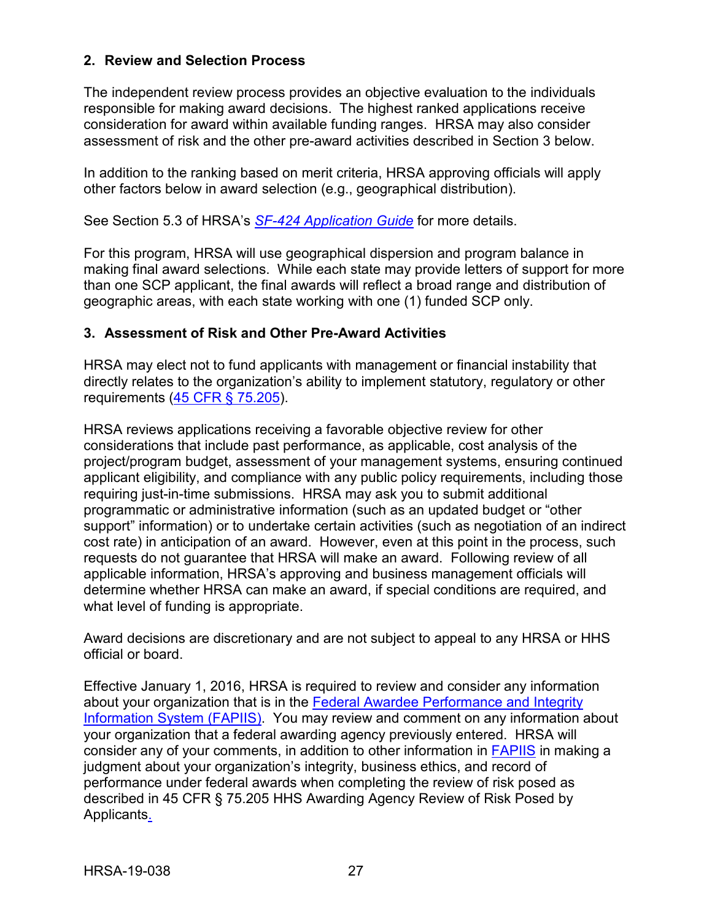### 2. Review and Selection Process

The independent review process provides an objective evaluation to the individuals responsible for making award decisions. The highest ranked applications receive consideration for award within available funding ranges. HRSA may also consider assessment of risk and the other pre-award activities described in Section 3 below.

In addition to the ranking based on merit criteria, HRSA approving officials will apply other factors below in award selection (e.g., geographical distribution).

See Section 5.3 of HRSA's *SF-424 Application Guide* for more details.

For this program, HRSA will use geographical dispersion and program balance in making final award selections. While each state may provide letters of support for more than one SCP applicant, the final awards will reflect a broad range and distribution of geographic areas, with each state working with one (1) funded SCP only.

### 3. Assessment of Risk and Other Pre-Award Activities

HRSA may elect not to fund applicants with management or financial instability that directly relates to the organization's ability to implement statutory, regulatory or other requirements (45 CFR § 75.205).

HRSA reviews applications receiving a favorable objective review for other considerations that include past performance, as applicable, cost analysis of the project/program budget, assessment of your management systems, ensuring continued applicant eligibility, and compliance with any public policy requirements, including those requiring just-in-time submissions. HRSA may ask you to submit additional programmatic or administrative information (such as an updated budget or "other support" information) or to undertake certain activities (such as negotiation of an indirect cost rate) in anticipation of an award. However, even at this point in the process, such requests do not guarantee that HRSA will make an award. Following review of all applicable information, HRSA's approving and business management officials will determine whether HRSA can make an award, if special conditions are required, and what level of funding is appropriate.

Award decisions are discretionary and are not subject to appeal to any HRSA or HHS official or board.

Effective January 1, 2016, HRSA is required to review and consider any information about your organization that is in the Federal Awardee Performance and Integrity Information System (FAPIIS). You may review and comment on any information about your organization that a federal awarding agency previously entered. HRSA will consider any of your comments, in addition to other information in FAPIIS in making a judgment about your organization's integrity, business ethics, and record of performance under federal awards when completing the review of risk posed as described in 45 CFR § 75.205 HHS Awarding Agency Review of Risk Posed by Applicants.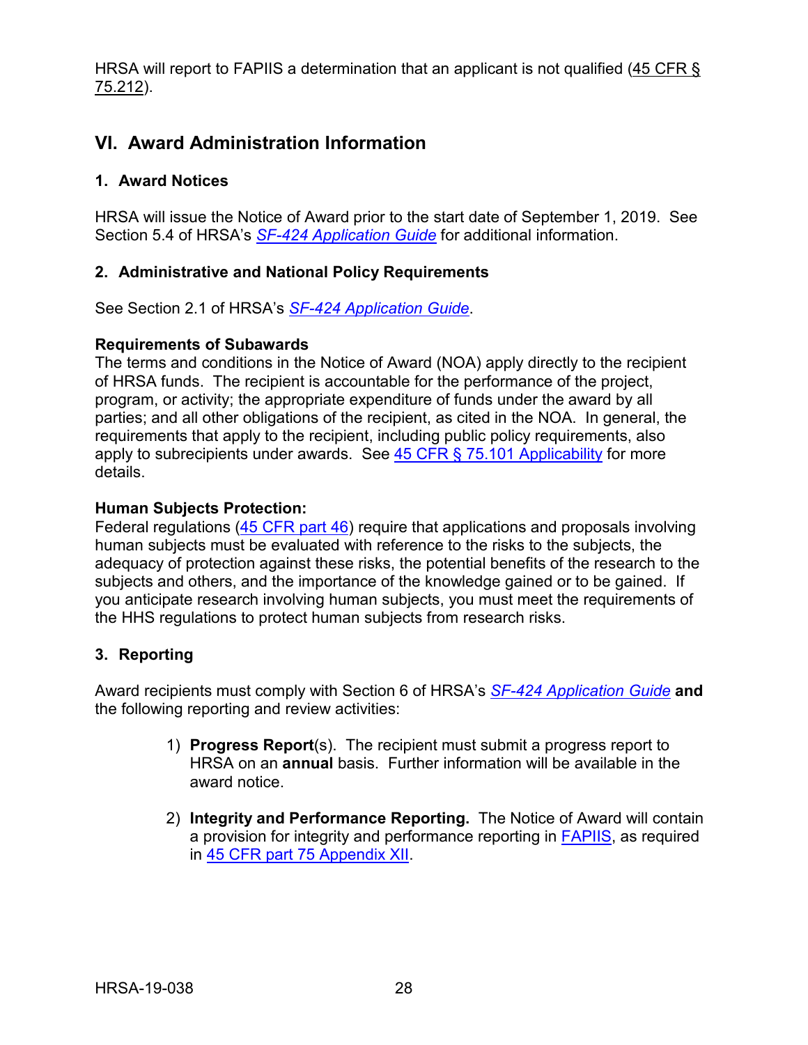HRSA will report to FAPIIS a determination that an applicant is not qualified (45 CFR § 75.212).

## VI. Award Administration Information

### 1. Award Notices

HRSA will issue the Notice of Award prior to the start date of September 1, 2019. See Section 5.4 of HRSA's *SF-424 Application Guide* for additional information.

### 2. Administrative and National Policy Requirements

See Section 2.1 of HRSA's *SF-424 Application Guide*.

**Requirements of Subawards**
The terms and conditions in the Notice of Award (NOA) apply directly to the recipient of HRSA funds. The recipient is accountable for the performance of the project, program, or activity; the appropriate expenditure of funds under the award by all parties; and all other obligations of the recipient, as cited in the NOA. In general, the requirements that apply to the recipient, including public policy requirements, also apply to subrecipients under awards. See 45 CFR § 75.101 Applicability for more details.

**Human Subjects Protection:**
Federal regulations (45 CFR part 46) require that applications and proposals involving human subjects must be evaluated with reference to the risks to the subjects, the adequacy of protection against these risks, the potential benefits of the research to the subjects and others, and the importance of the knowledge gained or to be gained. If you anticipate research involving human subjects, you must meet the requirements of the HHS regulations to protect human subjects from research risks.

### 3. Reporting

Award recipients must comply with Section 6 of HRSA's *SF-424 Application Guide* **and** the following reporting and review activities:

1) **Progress Report**(s). The recipient must submit a progress report to HRSA on an **annual** basis. Further information will be available in the award notice.

2) **Integrity and Performance Reporting.** The Notice of Award will contain a provision for integrity and performance reporting in FAPIIS, as required in 45 CFR part 75 Appendix XII.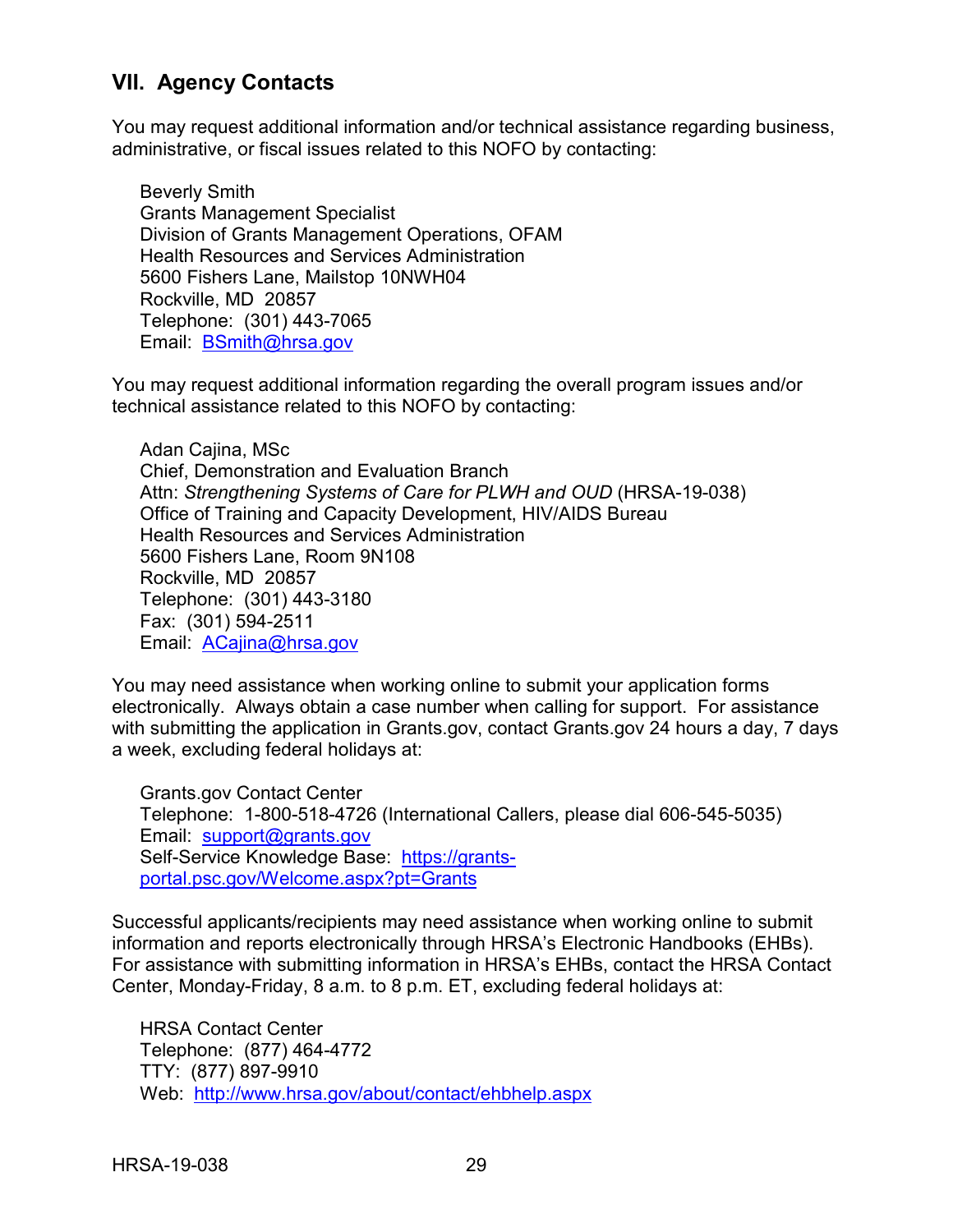## VII. Agency Contacts

You may request additional information and/or technical assistance regarding business, administrative, or fiscal issues related to this NOFO by contacting:

Beverly Smith  
Grants Management Specialist  
Division of Grants Management Operations, OFAM  
Health Resources and Services Administration  
5600 Fishers Lane, Mailstop 10NWH04  
Rockville, MD 20857  
Telephone: (301) 443-7065  
Email: [BSmith@hrsa.gov](mailto:BSmith@hrsa.gov)

You may request additional information regarding the overall program issues and/or technical assistance related to this NOFO by contacting:

Adan Cajina, MSc  
Chief, Demonstration and Evaluation Branch  
Attn: *Strengthening Systems of Care for PLWH and OUD* (HRSA-19-038)  
Office of Training and Capacity Development, HIV/AIDS Bureau  
Health Resources and Services Administration  
5600 Fishers Lane, Room 9N108  
Rockville, MD 20857  
Telephone: (301) 443-3180  
Fax: (301) 594-2511  
Email: [ACajina@hrsa.gov](mailto:ACajina@hrsa.gov)

You may need assistance when working online to submit your application forms electronically. Always obtain a case number when calling for support. For assistance with submitting the application in Grants.gov, contact Grants.gov 24 hours a day, 7 days a week, excluding federal holidays at:

Grants.gov Contact Center  
Telephone: 1-800-518-4726 (International Callers, please dial 606-545-5035)  
Email: [support@grants.gov](mailto:support@grants.gov)  
Self-Service Knowledge Base: [https://grants-portal.psc.gov/Welcome.aspx?pt=Grants](https://grants-portal.psc.gov/Welcome.aspx?pt=Grants)

Successful applicants/recipients may need assistance when working online to submit information and reports electronically through HRSA's Electronic Handbooks (EHBs). For assistance with submitting information in HRSA's EHBs, contact the HRSA Contact Center, Monday-Friday, 8 a.m. to 8 p.m. ET, excluding federal holidays at:

HRSA Contact Center  
Telephone: (877) 464-4772  
TTY: (877) 897-9910  
Web: [http://www.hrsa.gov/about/contact/ehbhelp.aspx](http://www.hrsa.gov/about/contact/ehbhelp.aspx)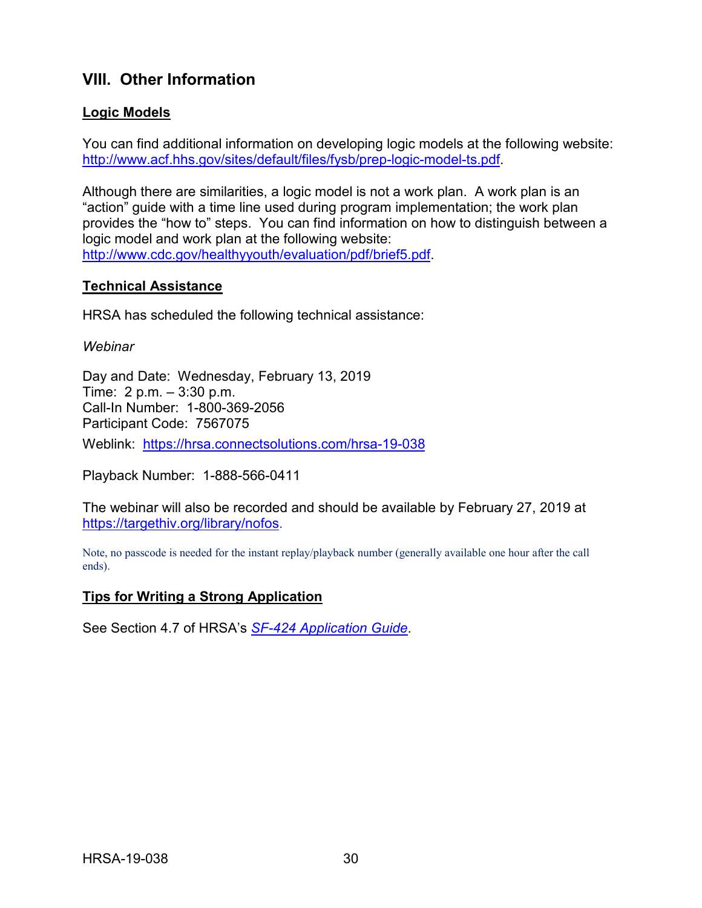## VIII. Other Information

### Logic Models

You can find additional information on developing logic models at the following website: http://www.acf.hhs.gov/sites/default/files/fysb/prep-logic-model-ts.pdf.

Although there are similarities, a logic model is not a work plan. A work plan is an "action" guide with a time line used during program implementation; the work plan provides the "how to" steps. You can find information on how to distinguish between a logic model and work plan at the following website: http://www.cdc.gov/healthyyouth/evaluation/pdf/brief5.pdf.

### Technical Assistance

HRSA has scheduled the following technical assistance:

*Webinar*

Day and Date: Wednesday, February 13, 2019
Time: 2 p.m. – 3:30 p.m.
Call-In Number: 1-800-369-2056
Participant Code: 7567075
Weblink: https://hrsa.connectsolutions.com/hrsa-19-038

Playback Number: 1-888-566-0411

The webinar will also be recorded and should be available by February 27, 2019 at https://targethiv.org/library/nofos.

Note, no passcode is needed for the instant replay/playback number (generally available one hour after the call ends).

### Tips for Writing a Strong Application

See Section 4.7 of HRSA's *SF-424 Application Guide*.